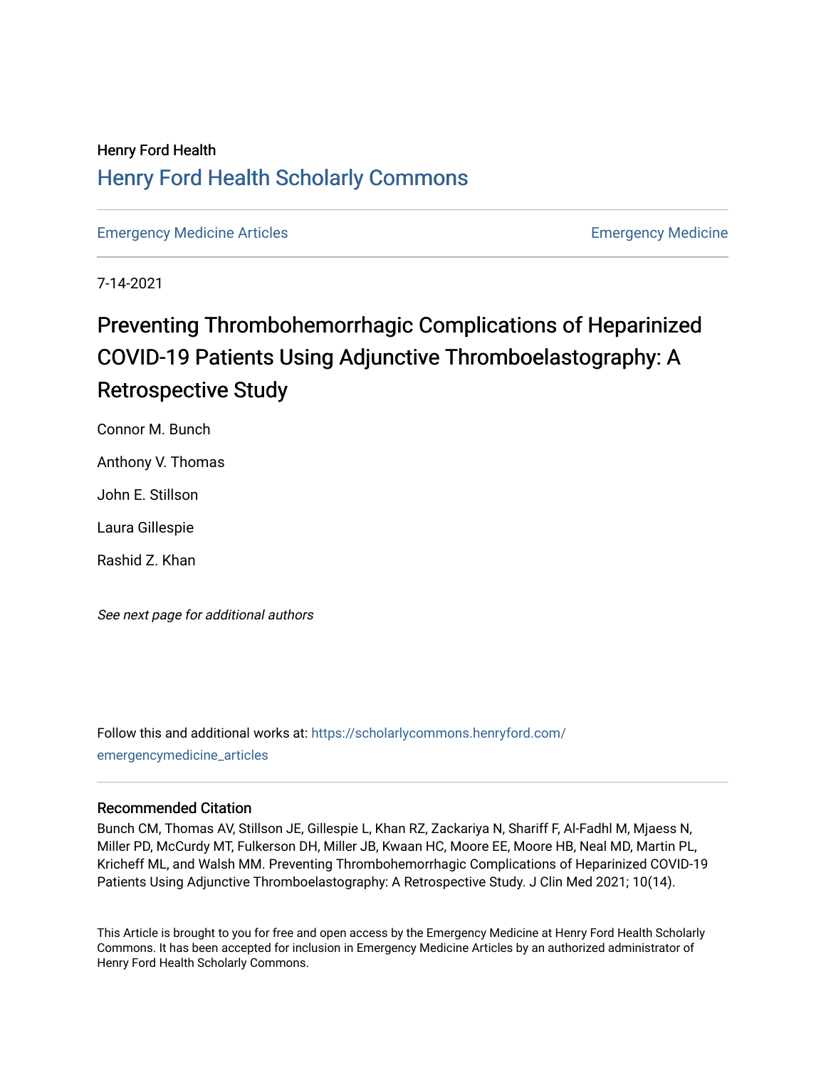Henry Ford Health

# Henry Ford Health Scholarly Commons

Emergency Medicine Articles | Emergency Medicine

7-14-2021

# Preventing Thrombohemorrhagic Complications of Heparinized COVID-19 Patients Using Adjunctive Thromboelastography: A Retrospective Study

Connor M. Bunch

Anthony V. Thomas

John E. Stillson

Laura Gillespie

Rashid Z. Khan

*See next page for additional authors*

Follow this and additional works at: https://scholarlycommons.henryford.com/emergencymedicine_articles

## Recommended Citation

Bunch CM, Thomas AV, Stillson JE, Gillespie L, Khan RZ, Zackariya N, Shariff F, Al-Fadhl M, Mjaess N, Miller PD, McCurdy MT, Fulkerson DH, Miller JB, Kwaan HC, Moore EE, Moore HB, Neal MD, Martin PL, Kricheff ML, and Walsh MM. Preventing Thrombohemorrhagic Complications of Heparinized COVID-19 Patients Using Adjunctive Thromboelastography: A Retrospective Study. J Clin Med 2021; 10(14).

This Article is brought to you for free and open access by the Emergency Medicine at Henry Ford Health Scholarly Commons. It has been accepted for inclusion in Emergency Medicine Articles by an authorized administrator of Henry Ford Health Scholarly Commons.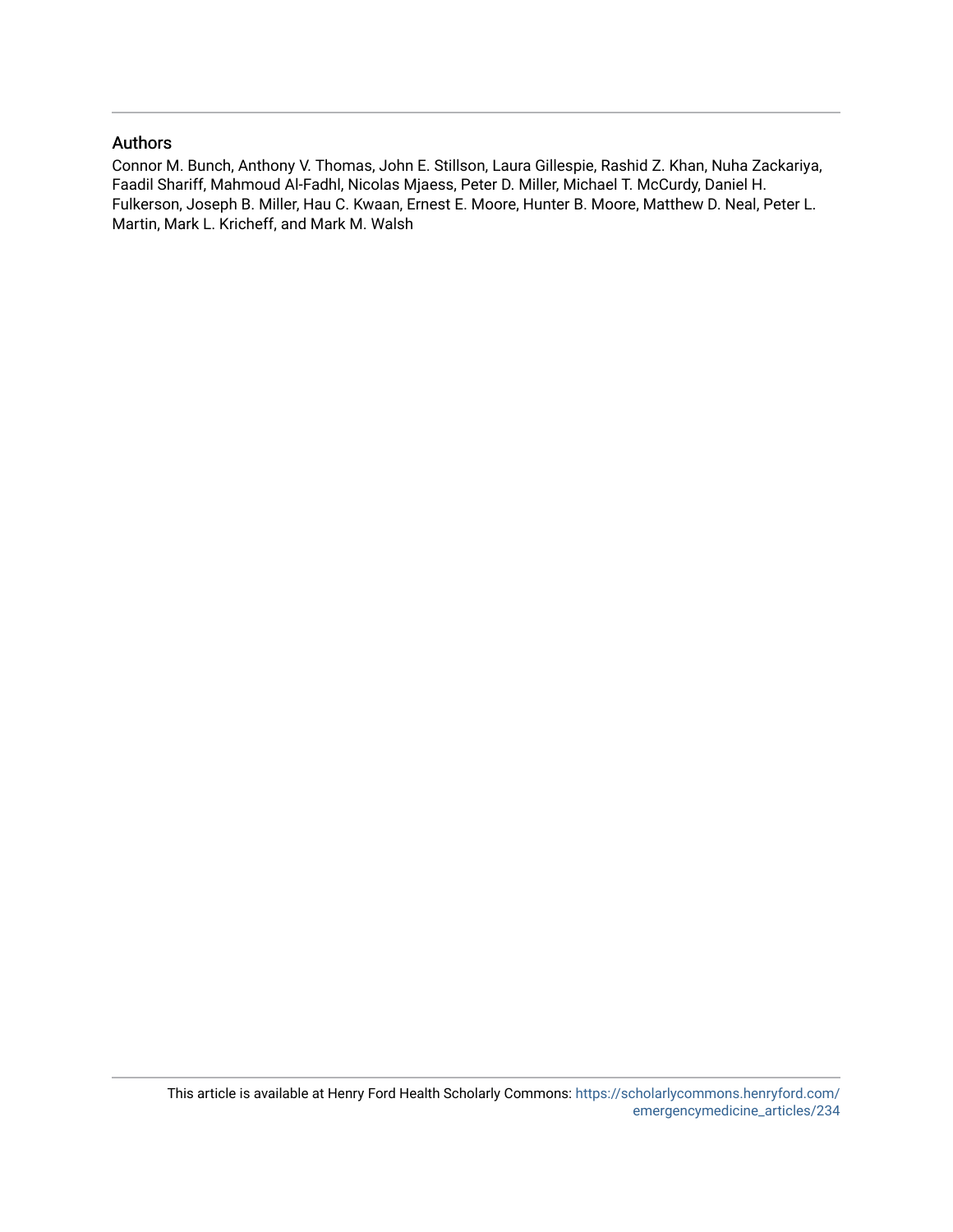## Authors

Connor M. Bunch, Anthony V. Thomas, John E. Stillson, Laura Gillespie, Rashid Z. Khan, Nuha Zackariya, Faadil Shariff, Mahmoud Al-Fadhl, Nicolas Mjaess, Peter D. Miller, Michael T. McCurdy, Daniel H. Fulkerson, Joseph B. Miller, Hau C. Kwaan, Ernest E. Moore, Hunter B. Moore, Matthew D. Neal, Peter L. Martin, Mark L. Kricheff, and Mark M. Walsh

This article is available at Henry Ford Health Scholarly Commons: https://scholarlycommons.henryford.com/emergencymedicine_articles/234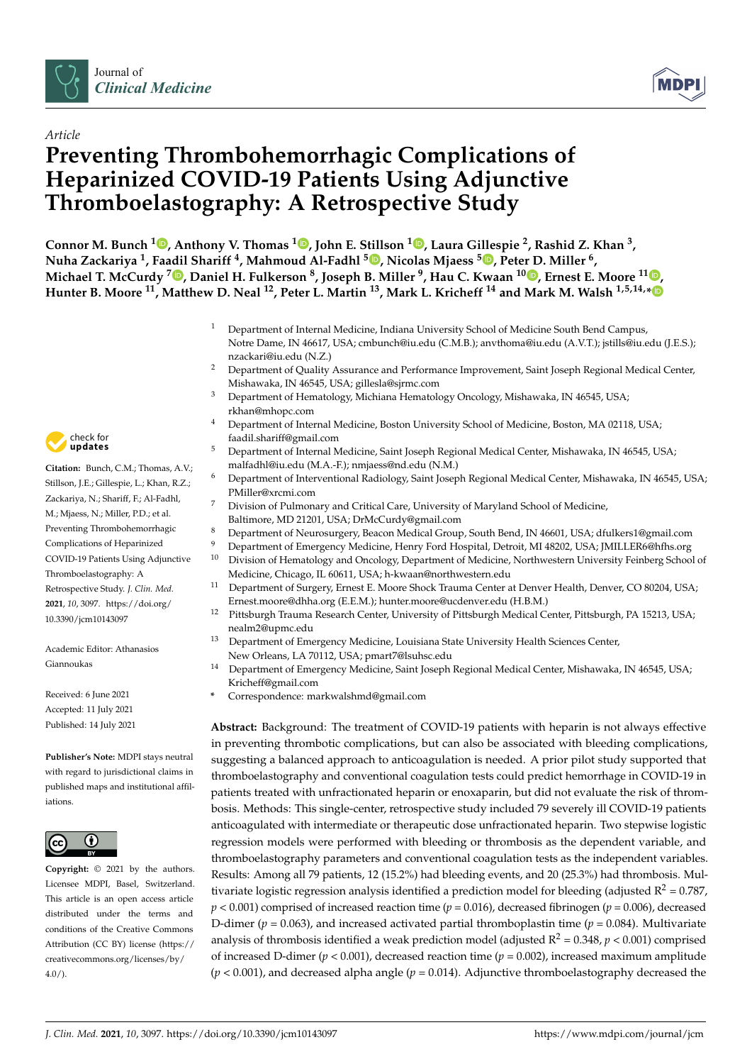Journal of Clinical Medicine

*Article*

# Preventing Thrombohemorrhagic Complications of Heparinized COVID-19 Patients Using Adjunctive Thromboelastography: A Retrospective Study

**Connor M. Bunch [1], Anthony V. Thomas [1], John E. Stillson [1], Laura Gillespie [2], Rashid Z. Khan [3], Nuha Zackariya [1], Faadil Shariff [4], Mahmoud Al-Fadhl [5], Nicolas Mjaess [5], Peter D. Miller [6], Michael T. McCurdy [7], Daniel H. Fulkerson [8], Joseph B. Miller [9], Hau C. Kwaan [10], Ernest E. Moore [11], Hunter B. Moore [11], Matthew D. Neal [12], Peter L. Martin [13], Mark L. Kricheff [14] and Mark M. Walsh [1,5,14,*]**

[1] Department of Internal Medicine, Indiana University School of Medicine South Bend Campus, Notre Dame, IN 46617, USA; cmbunch@iu.edu (C.M.B.); anvthoma@iu.edu (A.V.T.); jstills@iu.edu (J.E.S.); nzackari@iu.edu (N.Z.)

[2] Department of Quality Assurance and Performance Improvement, Saint Joseph Regional Medical Center, Mishawaka, IN 46545, USA; gillesla@sjrmc.com

[3] Department of Hematology, Michiana Hematology Oncology, Mishawaka, IN 46545, USA; rkhan@mhopc.com

[4] Department of Internal Medicine, Boston University School of Medicine, Boston, MA 02118, USA; faadil.shariff@gmail.com

[5] Department of Internal Medicine, Saint Joseph Regional Medical Center, Mishawaka, IN 46545, USA; malfadhl@iu.edu (M.A.-F.); nmjaess@nd.edu (N.M.)

[6] Department of Interventional Radiology, Saint Joseph Regional Medical Center, Mishawaka, IN 46545, USA; PMiller@xrcmi.com

[7] Division of Pulmonary and Critical Care, University of Maryland School of Medicine, Baltimore, MD 21201, USA; DrMcCurdy@gmail.com

[8] Department of Neurosurgery, Beacon Medical Group, South Bend, IN 46601, USA; dfulkers1@gmail.com

[9] Department of Emergency Medicine, Henry Ford Hospital, Detroit, MI 48202, USA; JMILLER6@hfhs.org

[10] Division of Hematology and Oncology, Department of Medicine, Northwestern University Feinberg School of Medicine, Chicago, IL 60611, USA; h-kwaan@northwestern.edu

[11] Department of Surgery, Ernest E. Moore Shock Trauma Center at Denver Health, Denver, CO 80204, USA; Ernest.moore@dhha.org (E.E.M.); hunter.moore@ucdenver.edu (H.B.M.)

[12] Pittsburgh Trauma Research Center, University of Pittsburgh Medical Center, Pittsburgh, PA 15213, USA; nealm2@upmc.edu

[13] Department of Emergency Medicine, Louisiana State University Health Sciences Center, New Orleans, LA 70112, USA; pmart7@lsuhsc.edu

[14] Department of Emergency Medicine, Saint Joseph Regional Medical Center, Mishawaka, IN 46545, USA; Kricheff@gmail.com

\* Correspondence: markwalshmd@gmail.com

**Citation:** Bunch, C.M.; Thomas, A.V.; Stillson, J.E.; Gillespie, L.; Khan, R.Z.; Zackariya, N.; Shariff, F.; Al-Fadhl, M.; Mjaess, N.; Miller, P.D.; et al. Preventing Thrombohemorrhagic Complications of Heparinized COVID-19 Patients Using Adjunctive Thromboelastography: A Retrospective Study. *J. Clin. Med.* **2021**, *10*, 3097. https://doi.org/10.3390/jcm10143097

Academic Editor: Athanasios Giannoukas

Received: 6 June 2021
Accepted: 11 July 2021
Published: 14 July 2021

**Publisher's Note:** MDPI stays neutral with regard to jurisdictional claims in published maps and institutional affiliations.

**Copyright:** © 2021 by the authors. Licensee MDPI, Basel, Switzerland. This article is an open access article distributed under the terms and conditions of the Creative Commons Attribution (CC BY) license (https://creativecommons.org/licenses/by/4.0/).

**Abstract:** Background: The treatment of COVID-19 patients with heparin is not always effective in preventing thrombotic complications, but can also be associated with bleeding complications, suggesting a balanced approach to anticoagulation is needed. A prior pilot study supported that thromboelastography and conventional coagulation tests could predict hemorrhage in COVID-19 in patients treated with unfractionated heparin or enoxaparin, but did not evaluate the risk of thrombosis. Methods: This single-center, retrospective study included 79 severely ill COVID-19 patients anticoagulated with intermediate or therapeutic dose unfractionated heparin. Two stepwise logistic regression models were performed with bleeding or thrombosis as the dependent variable, and thromboelastography parameters and conventional coagulation tests as the independent variables. Results: Among all 79 patients, 12 (15.2%) had bleeding events, and 20 (25.3%) had thrombosis. Multivariate logistic regression analysis identified a prediction model for bleeding (adjusted $R^2 = 0.787$, $p < 0.001$) comprised of increased reaction time ($p = 0.016$), decreased fibrinogen ($p = 0.006$), decreased D-dimer ($p = 0.063$), and increased activated partial thromboplastin time ($p = 0.084$). Multivariate analysis of thrombosis identified a weak prediction model (adjusted $R^2 = 0.348$, $p < 0.001$) comprised of increased D-dimer ($p < 0.001$), decreased reaction time ($p = 0.002$), increased maximum amplitude ($p < 0.001$), and decreased alpha angle ($p = 0.014$). Adjunctive thromboelastography decreased the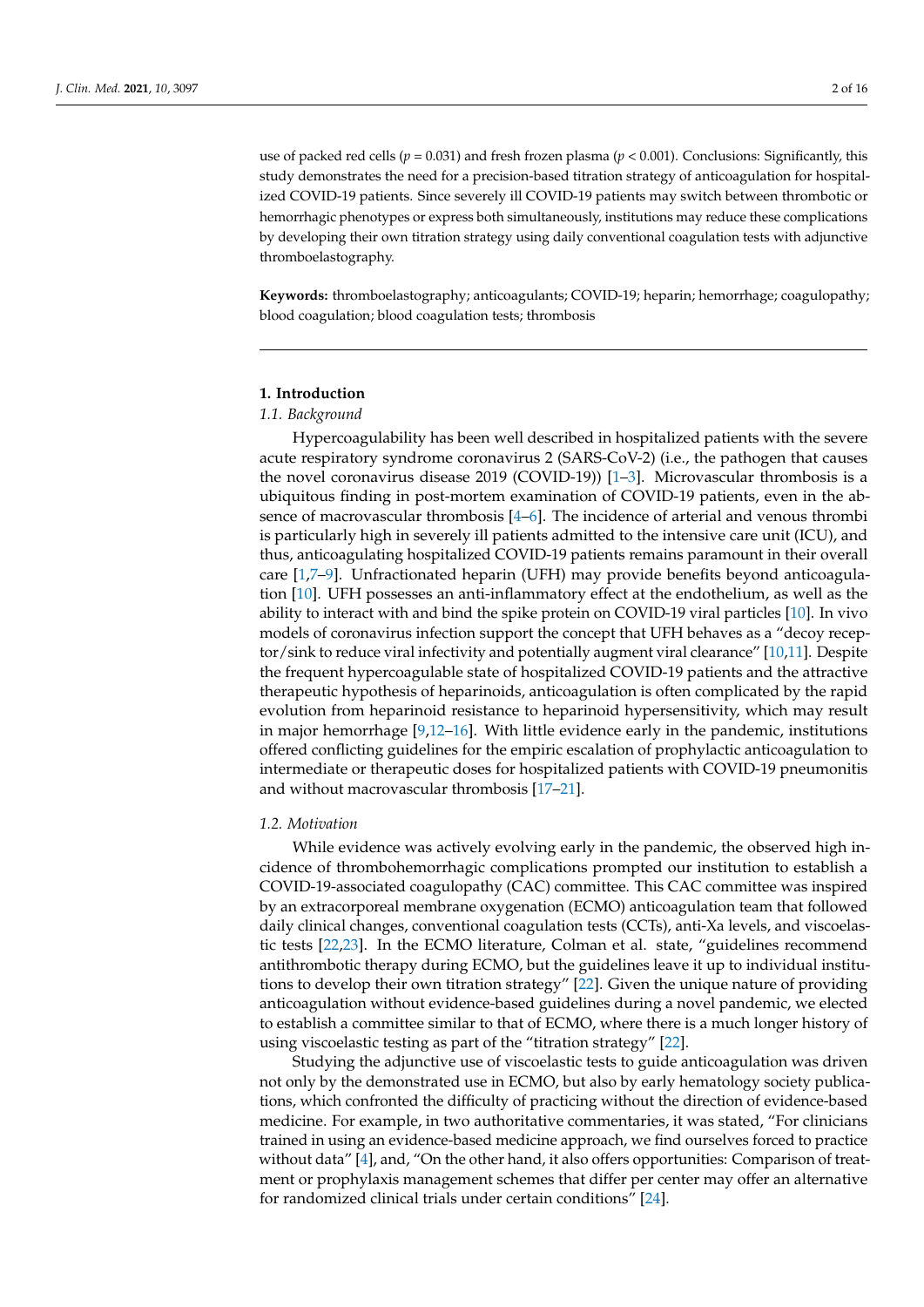use of packed red cells ($p = 0.031$) and fresh frozen plasma ($p < 0.001$). Conclusions: Significantly, this study demonstrates the need for a precision-based titration strategy of anticoagulation for hospitalized COVID-19 patients. Since severely ill COVID-19 patients may switch between thrombotic or hemorrhagic phenotypes or express both simultaneously, institutions may reduce these complications by developing their own titration strategy using daily conventional coagulation tests with adjunctive thromboelastography.

**Keywords:** thromboelastography; anticoagulants; COVID-19; heparin; hemorrhage; coagulopathy; blood coagulation; blood coagulation tests; thrombosis

## 1. Introduction

### 1.1. Background

Hypercoagulability has been well described in hospitalized patients with the severe acute respiratory syndrome coronavirus 2 (SARS-CoV-2) (i.e., the pathogen that causes the novel coronavirus disease 2019 (COVID-19)) [1–3]. Microvascular thrombosis is a ubiquitous finding in post-mortem examination of COVID-19 patients, even in the absence of macrovascular thrombosis [4–6]. The incidence of arterial and venous thrombi is particularly high in severely ill patients admitted to the intensive care unit (ICU), and thus, anticoagulating hospitalized COVID-19 patients remains paramount in their overall care [1,7–9]. Unfractionated heparin (UFH) may provide benefits beyond anticoagulation [10]. UFH possesses an anti-inflammatory effect at the endothelium, as well as the ability to interact with and bind the spike protein on COVID-19 viral particles [10]. In vivo models of coronavirus infection support the concept that UFH behaves as a "decoy receptor/sink to reduce viral infectivity and potentially augment viral clearance" [10,11]. Despite the frequent hypercoagulable state of hospitalized COVID-19 patients and the attractive therapeutic hypothesis of heparinoids, anticoagulation is often complicated by the rapid evolution from heparinoid resistance to heparinoid hypersensitivity, which may result in major hemorrhage [9,12–16]. With little evidence early in the pandemic, institutions offered conflicting guidelines for the empiric escalation of prophylactic anticoagulation to intermediate or therapeutic doses for hospitalized patients with COVID-19 pneumonitis and without macrovascular thrombosis [17–21].

### 1.2. Motivation

While evidence was actively evolving early in the pandemic, the observed high incidence of thrombohemorrhagic complications prompted our institution to establish a COVID-19-associated coagulopathy (CAC) committee. This CAC committee was inspired by an extracorporeal membrane oxygenation (ECMO) anticoagulation team that followed daily clinical changes, conventional coagulation tests (CCTs), anti-Xa levels, and viscoelastic tests [22,23]. In the ECMO literature, Colman et al. state, "guidelines recommend antithrombotic therapy during ECMO, but the guidelines leave it up to individual institutions to develop their own titration strategy" [22]. Given the unique nature of providing anticoagulation without evidence-based guidelines during a novel pandemic, we elected to establish a committee similar to that of ECMO, where there is a much longer history of using viscoelastic testing as part of the "titration strategy" [22].

Studying the adjunctive use of viscoelastic tests to guide anticoagulation was driven not only by the demonstrated use in ECMO, but also by early hematology society publications, which confronted the difficulty of practicing without the direction of evidence-based medicine. For example, in two authoritative commentaries, it was stated, "For clinicians trained in using an evidence-based medicine approach, we find ourselves forced to practice without data" [4], and, "On the other hand, it also offers opportunities: Comparison of treatment or prophylaxis management schemes that differ per center may offer an alternative for randomized clinical trials under certain conditions" [24].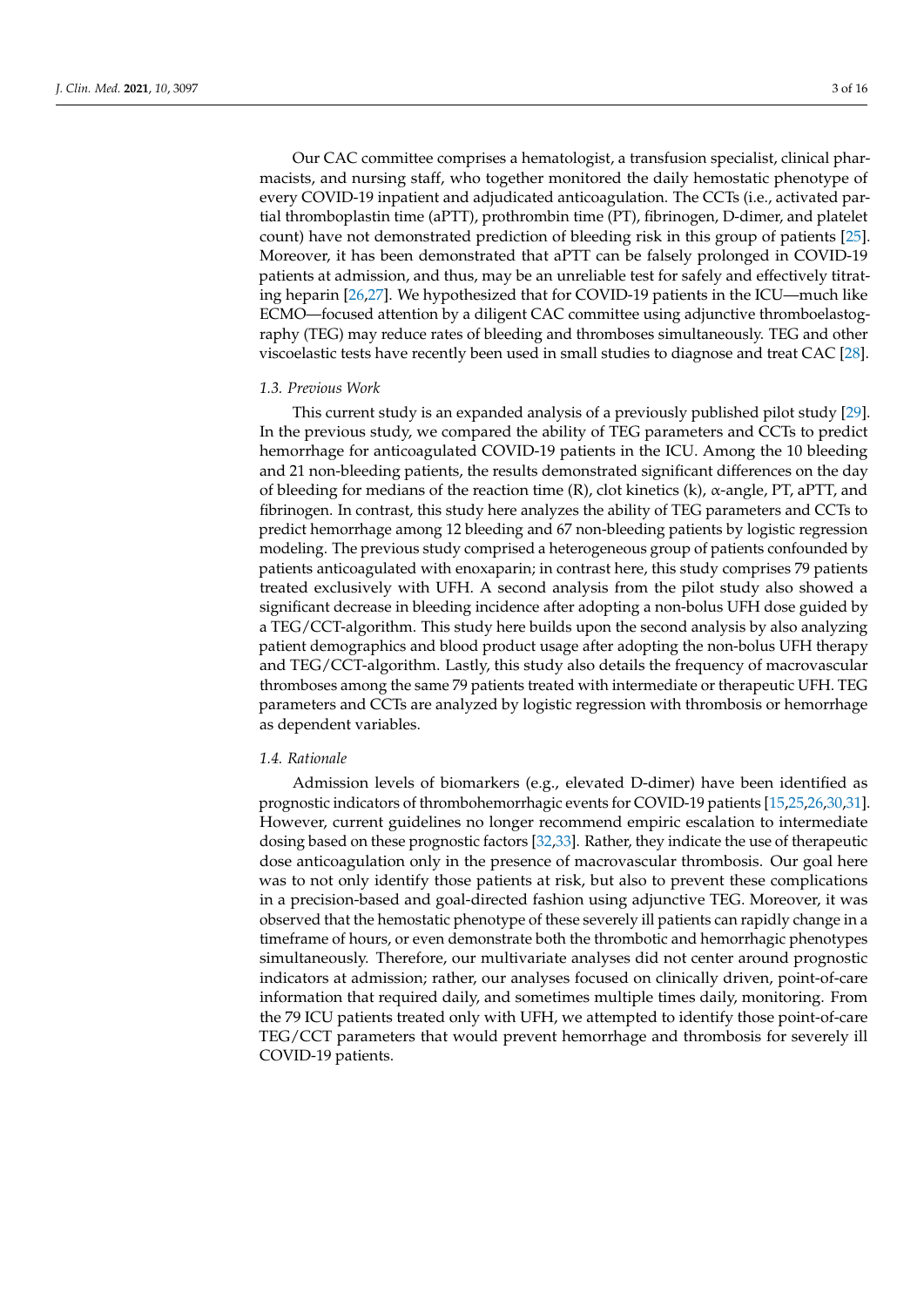Our CAC committee comprises a hematologist, a transfusion specialist, clinical pharmacists, and nursing staff, who together monitored the daily hemostatic phenotype of every COVID-19 inpatient and adjudicated anticoagulation. The CCTs (i.e., activated partial thromboplastin time (aPTT), prothrombin time (PT), fibrinogen, D-dimer, and platelet count) have not demonstrated prediction of bleeding risk in this group of patients [25]. Moreover, it has been demonstrated that aPTT can be falsely prolonged in COVID-19 patients at admission, and thus, may be an unreliable test for safely and effectively titrating heparin [26,27]. We hypothesized that for COVID-19 patients in the ICU—much like ECMO—focused attention by a diligent CAC committee using adjunctive thromboelastography (TEG) may reduce rates of bleeding and thromboses simultaneously. TEG and other viscoelastic tests have recently been used in small studies to diagnose and treat CAC [28].

### *1.3. Previous Work*

This current study is an expanded analysis of a previously published pilot study [29]. In the previous study, we compared the ability of TEG parameters and CCTs to predict hemorrhage for anticoagulated COVID-19 patients in the ICU. Among the 10 bleeding and 21 non-bleeding patients, the results demonstrated significant differences on the day of bleeding for medians of the reaction time (R), clot kinetics (k), $\alpha$-angle, PT, aPTT, and fibrinogen. In contrast, this study here analyzes the ability of TEG parameters and CCTs to predict hemorrhage among 12 bleeding and 67 non-bleeding patients by logistic regression modeling. The previous study comprised a heterogeneous group of patients confounded by patients anticoagulated with enoxaparin; in contrast here, this study comprises 79 patients treated exclusively with UFH. A second analysis from the pilot study also showed a significant decrease in bleeding incidence after adopting a non-bolus UFH dose guided by a TEG/CCT-algorithm. This study here builds upon the second analysis by also analyzing patient demographics and blood product usage after adopting the non-bolus UFH therapy and TEG/CCT-algorithm. Lastly, this study also details the frequency of macrovascular thromboses among the same 79 patients treated with intermediate or therapeutic UFH. TEG parameters and CCTs are analyzed by logistic regression with thrombosis or hemorrhage as dependent variables.

### *1.4. Rationale*

Admission levels of biomarkers (e.g., elevated D-dimer) have been identified as prognostic indicators of thrombohemorrhagic events for COVID-19 patients [15,25,26,30,31]. However, current guidelines no longer recommend empiric escalation to intermediate dosing based on these prognostic factors [32,33]. Rather, they indicate the use of therapeutic dose anticoagulation only in the presence of macrovascular thrombosis. Our goal here was to not only identify those patients at risk, but also to prevent these complications in a precision-based and goal-directed fashion using adjunctive TEG. Moreover, it was observed that the hemostatic phenotype of these severely ill patients can rapidly change in a timeframe of hours, or even demonstrate both the thrombotic and hemorrhagic phenotypes simultaneously. Therefore, our multivariate analyses did not center around prognostic indicators at admission; rather, our analyses focused on clinically driven, point-of-care information that required daily, and sometimes multiple times daily, monitoring. From the 79 ICU patients treated only with UFH, we attempted to identify those point-of-care TEG/CCT parameters that would prevent hemorrhage and thrombosis for severely ill COVID-19 patients.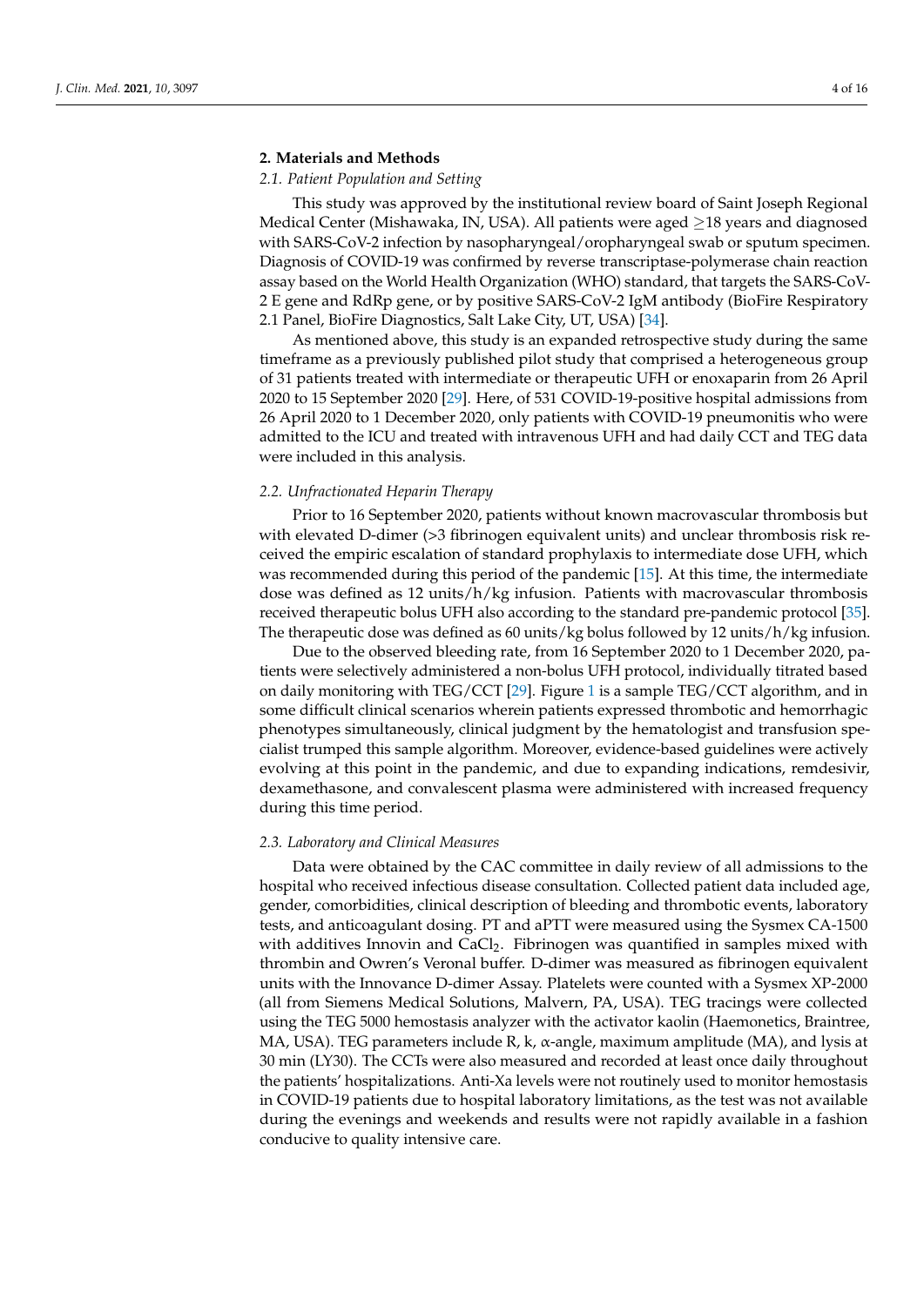## 2. Materials and Methods

### *2.1. Patient Population and Setting*

This study was approved by the institutional review board of Saint Joseph Regional Medical Center (Mishawaka, IN, USA). All patients were aged ≥18 years and diagnosed with SARS-CoV-2 infection by nasopharyngeal/oropharyngeal swab or sputum specimen. Diagnosis of COVID-19 was confirmed by reverse transcriptase-polymerase chain reaction assay based on the World Health Organization (WHO) standard, that targets the SARS-CoV-2 E gene and RdRp gene, or by positive SARS-CoV-2 IgM antibody (BioFire Respiratory 2.1 Panel, BioFire Diagnostics, Salt Lake City, UT, USA) [34].

As mentioned above, this study is an expanded retrospective study during the same timeframe as a previously published pilot study that comprised a heterogeneous group of 31 patients treated with intermediate or therapeutic UFH or enoxaparin from 26 April 2020 to 15 September 2020 [29]. Here, of 531 COVID-19-positive hospital admissions from 26 April 2020 to 1 December 2020, only patients with COVID-19 pneumonitis who were admitted to the ICU and treated with intravenous UFH and had daily CCT and TEG data were included in this analysis.

### *2.2. Unfractionated Heparin Therapy*

Prior to 16 September 2020, patients without known macrovascular thrombosis but with elevated D-dimer (>3 fibrinogen equivalent units) and unclear thrombosis risk received the empiric escalation of standard prophylaxis to intermediate dose UFH, which was recommended during this period of the pandemic [15]. At this time, the intermediate dose was defined as 12 units/h/kg infusion. Patients with macrovascular thrombosis received therapeutic bolus UFH also according to the standard pre-pandemic protocol [35]. The therapeutic dose was defined as 60 units/kg bolus followed by 12 units/h/kg infusion.

Due to the observed bleeding rate, from 16 September 2020 to 1 December 2020, patients were selectively administered a non-bolus UFH protocol, individually titrated based on daily monitoring with TEG/CCT [29]. Figure 1 is a sample TEG/CCT algorithm, and in some difficult clinical scenarios wherein patients expressed thrombotic and hemorrhagic phenotypes simultaneously, clinical judgment by the hematologist and transfusion specialist trumped this sample algorithm. Moreover, evidence-based guidelines were actively evolving at this point in the pandemic, and due to expanding indications, remdesivir, dexamethasone, and convalescent plasma were administered with increased frequency during this time period.

### *2.3. Laboratory and Clinical Measures*

Data were obtained by the CAC committee in daily review of all admissions to the hospital who received infectious disease consultation. Collected patient data included age, gender, comorbidities, clinical description of bleeding and thrombotic events, laboratory tests, and anticoagulant dosing. PT and aPTT were measured using the Sysmex CA-1500 with additives Innovin and $CaCl_2$. Fibrinogen was quantified in samples mixed with thrombin and Owren's Veronal buffer. D-dimer was measured as fibrinogen equivalent units with the Innovance D-dimer Assay. Platelets were counted with a Sysmex XP-2000 (all from Siemens Medical Solutions, Malvern, PA, USA). TEG tracings were collected using the TEG 5000 hemostasis analyzer with the activator kaolin (Haemonetics, Braintree, MA, USA). TEG parameters include R, k, α-angle, maximum amplitude (MA), and lysis at 30 min (LY30). The CCTs were also measured and recorded at least once daily throughout the patients' hospitalizations. Anti-Xa levels were not routinely used to monitor hemostasis in COVID-19 patients due to hospital laboratory limitations, as the test was not available during the evenings and weekends and results were not rapidly available in a fashion conducive to quality intensive care.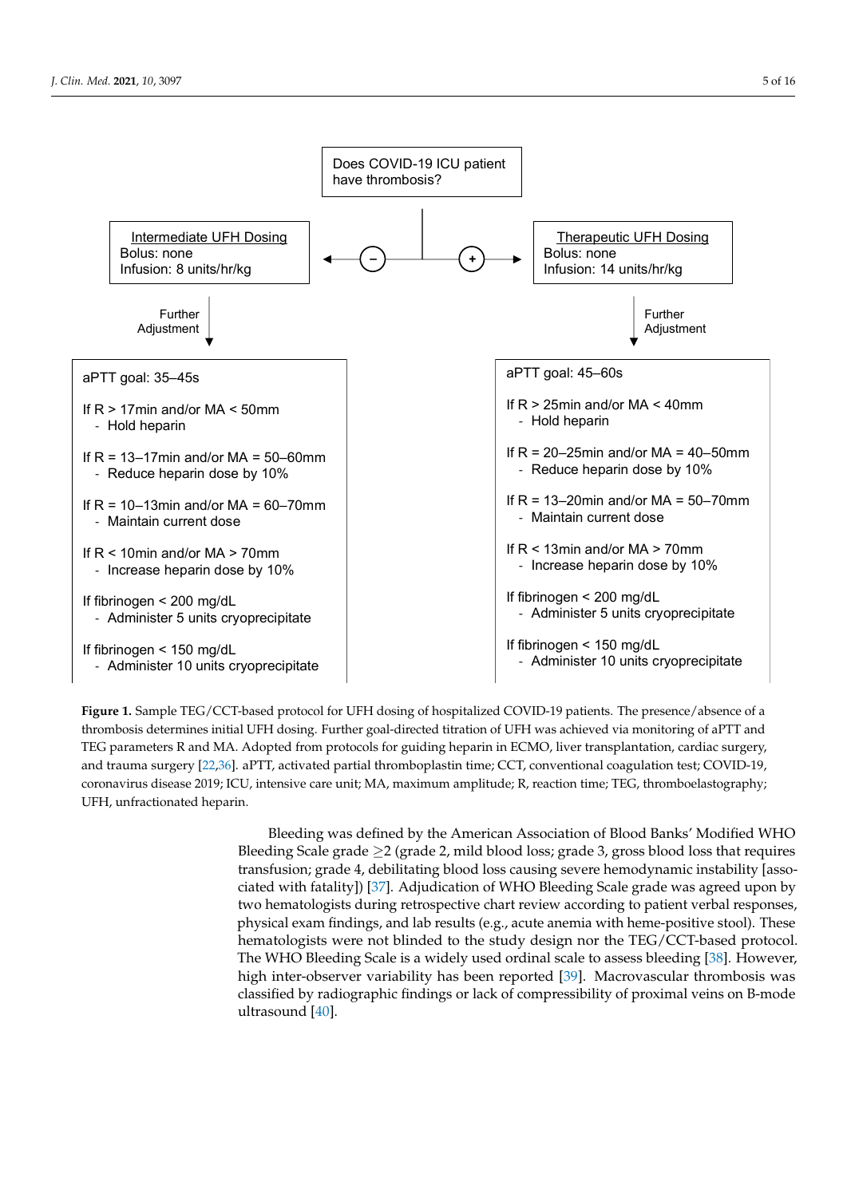Does COVID-19 ICU patient have thrombosis?

(−) **Intermediate UFH Dosing**
Bolus: none
Infusion: 8 units/hr/kg

Further Adjustment

aPTT goal: 35–45s

If R > 17min and/or MA < 50mm
- Hold heparin

If R = 13–17min and/or MA = 50–60mm
- Reduce heparin dose by 10%

If R = 10–13min and/or MA = 60–70mm
- Maintain current dose

If R < 10min and/or MA > 70mm
- Increase heparin dose by 10%

If fibrinogen < 200 mg/dL
- Administer 5 units cryoprecipitate

If fibrinogen < 150 mg/dL
- Administer 10 units cryoprecipitate

(+) **Therapeutic UFH Dosing**
Bolus: none
Infusion: 14 units/hr/kg

Further Adjustment

aPTT goal: 45–60s

If R > 25min and/or MA < 40mm
- Hold heparin

If R = 20–25min and/or MA = 40–50mm
- Reduce heparin dose by 10%

If R = 13–20min and/or MA = 50–70mm
- Maintain current dose

If R < 13min and/or MA > 70mm
- Increase heparin dose by 10%

If fibrinogen < 200 mg/dL
- Administer 5 units cryoprecipitate

If fibrinogen < 150 mg/dL
- Administer 10 units cryoprecipitate

**Figure 1.** Sample TEG/CCT-based protocol for UFH dosing of hospitalized COVID-19 patients. The presence/absence of a thrombosis determines initial UFH dosing. Further goal-directed titration of UFH was achieved via monitoring of aPTT and TEG parameters R and MA. Adopted from protocols for guiding heparin in ECMO, liver transplantation, cardiac surgery, and trauma surgery [22,36]. aPTT, activated partial thromboplastin time; CCT, conventional coagulation test; COVID-19, coronavirus disease 2019; ICU, intensive care unit; MA, maximum amplitude; R, reaction time; TEG, thromboelastography; UFH, unfractionated heparin.

Bleeding was defined by the American Association of Blood Banks' Modified WHO Bleeding Scale grade $\geq$2 (grade 2, mild blood loss; grade 3, gross blood loss that requires transfusion; grade 4, debilitating blood loss causing severe hemodynamic instability [associated with fatality]) [37]. Adjudication of WHO Bleeding Scale grade was agreed upon by two hematologists during retrospective chart review according to patient verbal responses, physical exam findings, and lab results (e.g., acute anemia with heme-positive stool). These hematologists were not blinded to the study design nor the TEG/CCT-based protocol. The WHO Bleeding Scale is a widely used ordinal scale to assess bleeding [38]. However, high inter-observer variability has been reported [39]. Macrovascular thrombosis was classified by radiographic findings or lack of compressibility of proximal veins on B-mode ultrasound [40].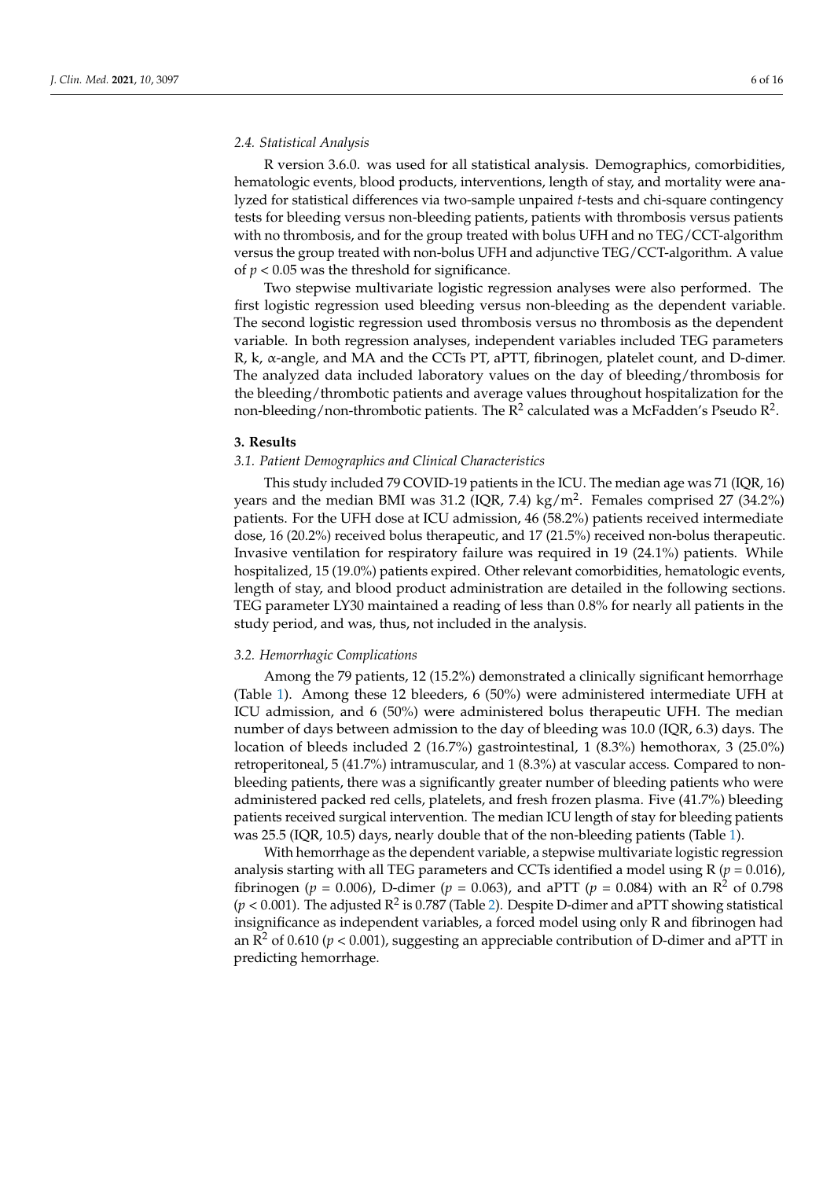### 2.4. Statistical Analysis

R version 3.6.0. was used for all statistical analysis. Demographics, comorbidities, hematologic events, blood products, interventions, length of stay, and mortality were analyzed for statistical differences via two-sample unpaired *t*-tests and chi-square contingency tests for bleeding versus non-bleeding patients, patients with thrombosis versus patients with no thrombosis, and for the group treated with bolus UFH and no TEG/CCT-algorithm versus the group treated with non-bolus UFH and adjunctive TEG/CCT-algorithm. A value of $p < 0.05$ was the threshold for significance.

Two stepwise multivariate logistic regression analyses were also performed. The first logistic regression used bleeding versus non-bleeding as the dependent variable. The second logistic regression used thrombosis versus no thrombosis as the dependent variable. In both regression analyses, independent variables included TEG parameters R, k, α-angle, and MA and the CCTs PT, aPTT, fibrinogen, platelet count, and D-dimer. The analyzed data included laboratory values on the day of bleeding/thrombosis for the bleeding/thrombotic patients and average values throughout hospitalization for the non-bleeding/non-thrombotic patients. The $R^2$ calculated was a McFadden's Pseudo $R^2$.

## 3. Results

### 3.1. Patient Demographics and Clinical Characteristics

This study included 79 COVID-19 patients in the ICU. The median age was 71 (IQR, 16) years and the median BMI was 31.2 (IQR, 7.4) $kg/m^2$. Females comprised 27 (34.2%) patients. For the UFH dose at ICU admission, 46 (58.2%) patients received intermediate dose, 16 (20.2%) received bolus therapeutic, and 17 (21.5%) received non-bolus therapeutic. Invasive ventilation for respiratory failure was required in 19 (24.1%) patients. While hospitalized, 15 (19.0%) patients expired. Other relevant comorbidities, hematologic events, length of stay, and blood product administration are detailed in the following sections. TEG parameter LY30 maintained a reading of less than 0.8% for nearly all patients in the study period, and was, thus, not included in the analysis.

### 3.2. Hemorrhagic Complications

Among the 79 patients, 12 (15.2%) demonstrated a clinically significant hemorrhage (Table 1). Among these 12 bleeders, 6 (50%) were administered intermediate UFH at ICU admission, and 6 (50%) were administered bolus therapeutic UFH. The median number of days between admission to the day of bleeding was 10.0 (IQR, 6.3) days. The location of bleeds included 2 (16.7%) gastrointestinal, 1 (8.3%) hemothorax, 3 (25.0%) retroperitoneal, 5 (41.7%) intramuscular, and 1 (8.3%) at vascular access. Compared to non-bleeding patients, there was a significantly greater number of bleeding patients who were administered packed red cells, platelets, and fresh frozen plasma. Five (41.7%) bleeding patients received surgical intervention. The median ICU length of stay for bleeding patients was 25.5 (IQR, 10.5) days, nearly double that of the non-bleeding patients (Table 1).

With hemorrhage as the dependent variable, a stepwise multivariate logistic regression analysis starting with all TEG parameters and CCTs identified a model using R ($p = 0.016$), fibrinogen ($p = 0.006$), D-dimer ($p = 0.063$), and aPTT ($p = 0.084$) with an $R^2$ of 0.798 ($p < 0.001$). The adjusted $R^2$ is 0.787 (Table 2). Despite D-dimer and aPTT showing statistical insignificance as independent variables, a forced model using only R and fibrinogen had an $R^2$ of 0.610 ($p < 0.001$), suggesting an appreciable contribution of D-dimer and aPTT in predicting hemorrhage.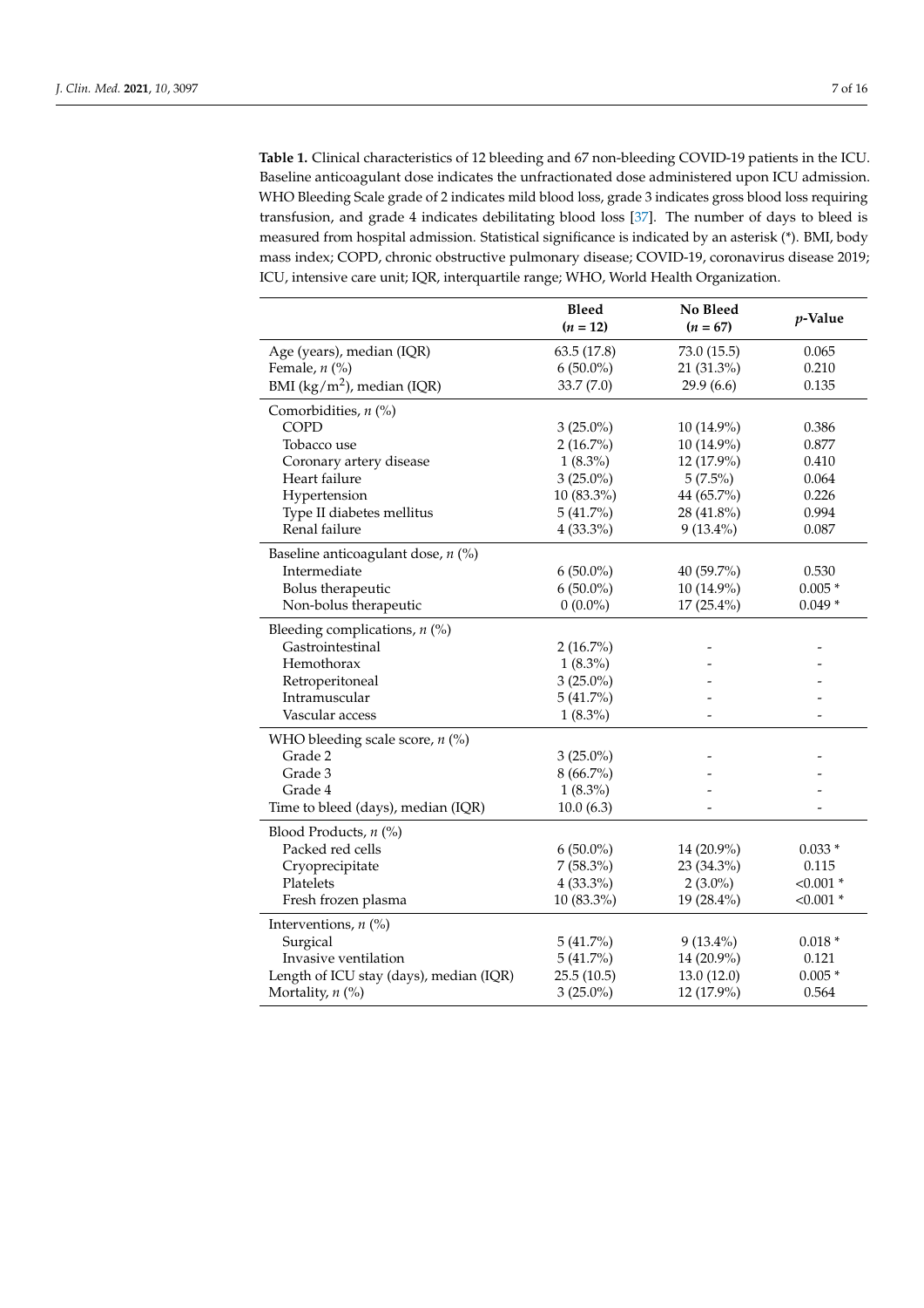**Table 1.** Clinical characteristics of 12 bleeding and 67 non-bleeding COVID-19 patients in the ICU. Baseline anticoagulant dose indicates the unfractionated dose administered upon ICU admission. WHO Bleeding Scale grade of 2 indicates mild blood loss, grade 3 indicates gross blood loss requiring transfusion, and grade 4 indicates debilitating blood loss [37]. The number of days to bleed is measured from hospital admission. Statistical significance is indicated by an asterisk (*). BMI, body mass index; COPD, chronic obstructive pulmonary disease; COVID-19, coronavirus disease 2019; ICU, intensive care unit; IQR, interquartile range; WHO, World Health Organization.

| | **Bleed** (*n* = 12) | **No Bleed** (*n* = 67) | ***p*-Value** |
|---|---|---|---|
| Age (years), median (IQR) | 63.5 (17.8) | 73.0 (15.5) | 0.065 |
| Female, *n* (%) | 6 (50.0%) | 21 (31.3%) | 0.210 |
| BMI (kg/m$^2$), median (IQR) | 33.7 (7.0) | 29.9 (6.6) | 0.135 |
| Comorbidities, *n* (%) | | | |
| COPD | 3 (25.0%) | 10 (14.9%) | 0.386 |
| Tobacco use | 2 (16.7%) | 10 (14.9%) | 0.877 |
| Coronary artery disease | 1 (8.3%) | 12 (17.9%) | 0.410 |
| Heart failure | 3 (25.0%) | 5 (7.5%) | 0.064 |
| Hypertension | 10 (83.3%) | 44 (65.7%) | 0.226 |
| Type II diabetes mellitus | 5 (41.7%) | 28 (41.8%) | 0.994 |
| Renal failure | 4 (33.3%) | 9 (13.4%) | 0.087 |
| Baseline anticoagulant dose, *n* (%) | | | |
| Intermediate | 6 (50.0%) | 40 (59.7%) | 0.530 |
| Bolus therapeutic | 6 (50.0%) | 10 (14.9%) | 0.005 * |
| Non-bolus therapeutic | 0 (0.0%) | 17 (25.4%) | 0.049 * |
| Bleeding complications, *n* (%) | | | |
| Gastrointestinal | 2 (16.7%) | - | - |
| Hemothorax | 1 (8.3%) | - | - |
| Retroperitoneal | 3 (25.0%) | - | - |
| Intramuscular | 5 (41.7%) | - | - |
| Vascular access | 1 (8.3%) | - | - |
| WHO bleeding scale score, *n* (%) | | | |
| Grade 2 | 3 (25.0%) | - | - |
| Grade 3 | 8 (66.7%) | - | - |
| Grade 4 | 1 (8.3%) | - | - |
| Time to bleed (days), median (IQR) | 10.0 (6.3) | - | - |
| Blood Products, *n* (%) | | | |
| Packed red cells | 6 (50.0%) | 14 (20.9%) | 0.033 * |
| Cryoprecipitate | 7 (58.3%) | 23 (34.3%) | 0.115 |
| Platelets | 4 (33.3%) | 2 (3.0%) | <0.001 * |
| Fresh frozen plasma | 10 (83.3%) | 19 (28.4%) | <0.001 * |
| Interventions, *n* (%) | | | |
| Surgical | 5 (41.7%) | 9 (13.4%) | 0.018 * |
| Invasive ventilation | 5 (41.7%) | 14 (20.9%) | 0.121 |
| Length of ICU stay (days), median (IQR) | 25.5 (10.5) | 13.0 (12.0) | 0.005 * |
| Mortality, *n* (%) | 3 (25.0%) | 12 (17.9%) | 0.564 |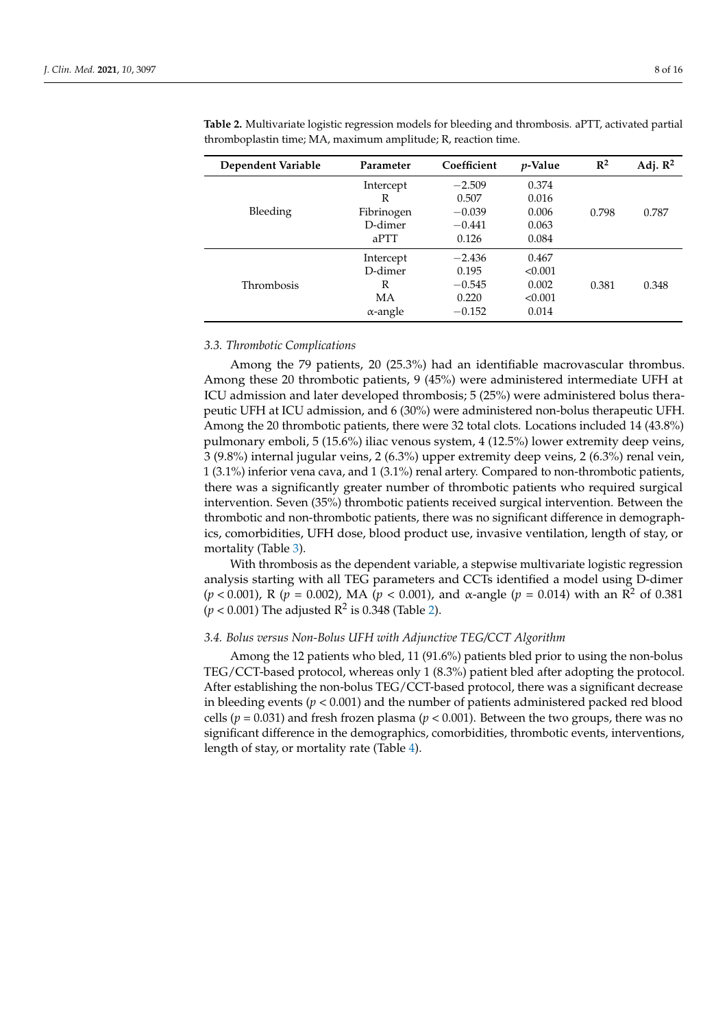**Table 2.** Multivariate logistic regression models for bleeding and thrombosis. aPTT, activated partial thromboplastin time; MA, maximum amplitude; R, reaction time.

| Dependent Variable | Parameter | Coefficient | $p$-Value | $R^2$ | Adj. $R^2$ |
|---|---|---|---|---|---|
| Bleeding | Intercept | −2.509 | 0.374 | 0.798 | 0.787 |
| | R | 0.507 | 0.016 | | |
| | Fibrinogen | −0.039 | 0.006 | | |
| | D-dimer | −0.441 | 0.063 | | |
| | aPTT | 0.126 | 0.084 | | |
| Thrombosis | Intercept | −2.436 | 0.467 | 0.381 | 0.348 |
| | D-dimer | 0.195 | <0.001 | | |
| | R | −0.545 | 0.002 | | |
| | MA | 0.220 | <0.001 | | |
| | α-angle | −0.152 | 0.014 | | |

### *3.3. Thrombotic Complications*

Among the 79 patients, 20 (25.3%) had an identifiable macrovascular thrombus. Among these 20 thrombotic patients, 9 (45%) were administered intermediate UFH at ICU admission and later developed thrombosis; 5 (25%) were administered bolus therapeutic UFH at ICU admission, and 6 (30%) were administered non-bolus therapeutic UFH. Among the 20 thrombotic patients, there were 32 total clots. Locations included 14 (43.8%) pulmonary emboli, 5 (15.6%) iliac venous system, 4 (12.5%) lower extremity deep veins, 3 (9.8%) internal jugular veins, 2 (6.3%) upper extremity deep veins, 2 (6.3%) renal vein, 1 (3.1%) inferior vena cava, and 1 (3.1%) renal artery. Compared to non-thrombotic patients, there was a significantly greater number of thrombotic patients who required surgical intervention. Seven (35%) thrombotic patients received surgical intervention. Between the thrombotic and non-thrombotic patients, there was no significant difference in demographics, comorbidities, UFH dose, blood product use, invasive ventilation, length of stay, or mortality (Table 3).

With thrombosis as the dependent variable, a stepwise multivariate logistic regression analysis starting with all TEG parameters and CCTs identified a model using D-dimer ($p < 0.001$), R ($p = 0.002$), MA ($p < 0.001$), and α-angle ($p = 0.014$) with an $R^2$ of 0.381 ($p < 0.001$) The adjusted $R^2$ is 0.348 (Table 2).

### *3.4. Bolus versus Non-Bolus UFH with Adjunctive TEG/CCT Algorithm*

Among the 12 patients who bled, 11 (91.6%) patients bled prior to using the non-bolus TEG/CCT-based protocol, whereas only 1 (8.3%) patient bled after adopting the protocol. After establishing the non-bolus TEG/CCT-based protocol, there was a significant decrease in bleeding events ($p < 0.001$) and the number of patients administered packed red blood cells ($p = 0.031$) and fresh frozen plasma ($p < 0.001$). Between the two groups, there was no significant difference in the demographics, comorbidities, thrombotic events, interventions, length of stay, or mortality rate (Table 4).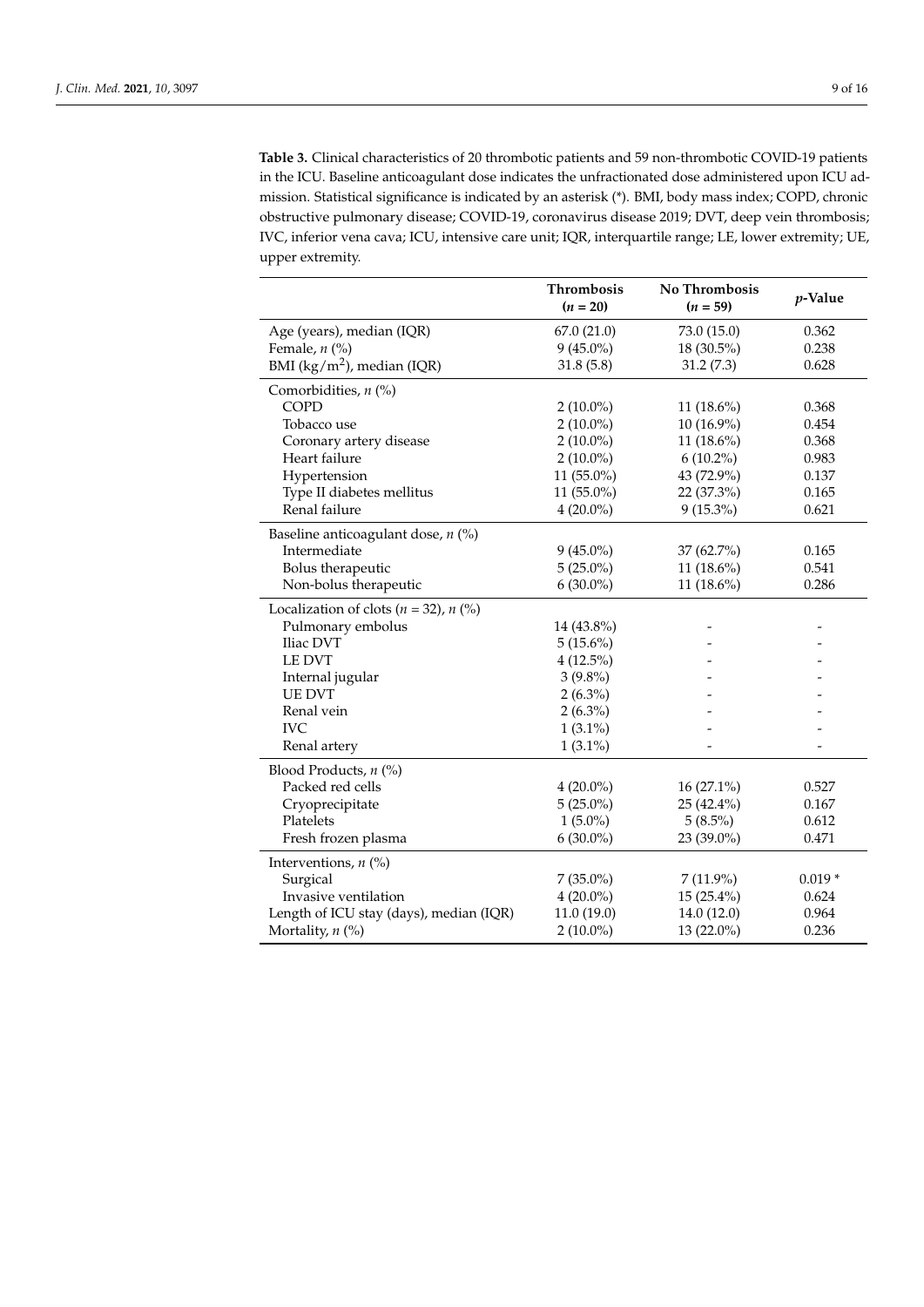**Table 3.** Clinical characteristics of 20 thrombotic patients and 59 non-thrombotic COVID-19 patients in the ICU. Baseline anticoagulant dose indicates the unfractionated dose administered upon ICU admission. Statistical significance is indicated by an asterisk (*). BMI, body mass index; COPD, chronic obstructive pulmonary disease; COVID-19, coronavirus disease 2019; DVT, deep vein thrombosis; IVC, inferior vena cava; ICU, intensive care unit; IQR, interquartile range; LE, lower extremity; UE, upper extremity.

| | Thrombosis ($n$ = 20) | No Thrombosis ($n$ = 59) | $p$-Value |
|---|---|---|---|
| Age (years), median (IQR) | 67.0 (21.0) | 73.0 (15.0) | 0.362 |
| Female, $n$ (%) | 9 (45.0%) | 18 (30.5%) | 0.238 |
| BMI (kg/m$^2$), median (IQR) | 31.8 (5.8) | 31.2 (7.3) | 0.628 |
| Comorbidities, $n$ (%) | | | |
| COPD | 2 (10.0%) | 11 (18.6%) | 0.368 |
| Tobacco use | 2 (10.0%) | 10 (16.9%) | 0.454 |
| Coronary artery disease | 2 (10.0%) | 11 (18.6%) | 0.368 |
| Heart failure | 2 (10.0%) | 6 (10.2%) | 0.983 |
| Hypertension | 11 (55.0%) | 43 (72.9%) | 0.137 |
| Type II diabetes mellitus | 11 (55.0%) | 22 (37.3%) | 0.165 |
| Renal failure | 4 (20.0%) | 9 (15.3%) | 0.621 |
| Baseline anticoagulant dose, $n$ (%) | | | |
| Intermediate | 9 (45.0%) | 37 (62.7%) | 0.165 |
| Bolus therapeutic | 5 (25.0%) | 11 (18.6%) | 0.541 |
| Non-bolus therapeutic | 6 (30.0%) | 11 (18.6%) | 0.286 |
| Localization of clots ($n$ = 32), $n$ (%) | | | |
| Pulmonary embolus | 14 (43.8%) | - | - |
| Iliac DVT | 5 (15.6%) | - | - |
| LE DVT | 4 (12.5%) | - | - |
| Internal jugular | 3 (9.8%) | - | - |
| UE DVT | 2 (6.3%) | - | - |
| Renal vein | 2 (6.3%) | - | - |
| IVC | 1 (3.1%) | - | - |
| Renal artery | 1 (3.1%) | - | - |
| Blood Products, $n$ (%) | | | |
| Packed red cells | 4 (20.0%) | 16 (27.1%) | 0.527 |
| Cryoprecipitate | 5 (25.0%) | 25 (42.4%) | 0.167 |
| Platelets | 1 (5.0%) | 5 (8.5%) | 0.612 |
| Fresh frozen plasma | 6 (30.0%) | 23 (39.0%) | 0.471 |
| Interventions, $n$ (%) | | | |
| Surgical | 7 (35.0%) | 7 (11.9%) | 0.019 * |
| Invasive ventilation | 4 (20.0%) | 15 (25.4%) | 0.624 |
| Length of ICU stay (days), median (IQR) | 11.0 (19.0) | 14.0 (12.0) | 0.964 |
| Mortality, $n$ (%) | 2 (10.0%) | 13 (22.0%) | 0.236 |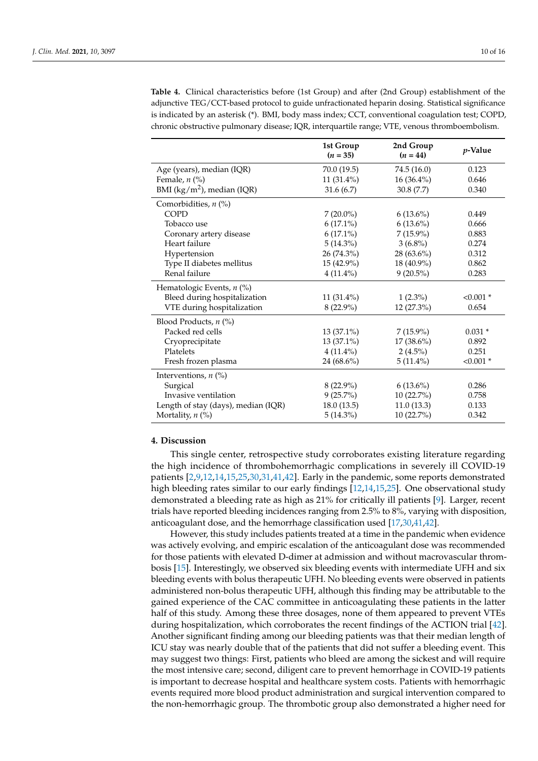**Table 4.** Clinical characteristics before (1st Group) and after (2nd Group) establishment of the adjunctive TEG/CCT-based protocol to guide unfractionated heparin dosing. Statistical significance is indicated by an asterisk (*). BMI, body mass index; CCT, conventional coagulation test; COPD, chronic obstructive pulmonary disease; IQR, interquartile range; VTE, venous thromboembolism.

| | 1st Group ($n$ = 35) | 2nd Group ($n$ = 44) | $p$-Value |
|---|---|---|---|
| Age (years), median (IQR) | 70.0 (19.5) | 74.5 (16.0) | 0.123 |
| Female, $n$ (%) | 11 (31.4%) | 16 (36.4%) | 0.646 |
| BMI (kg/m$^2$), median (IQR) | 31.6 (6.7) | 30.8 (7.7) | 0.340 |
| Comorbidities, $n$ (%) | | | |
| COPD | 7 (20.0%) | 6 (13.6%) | 0.449 |
| Tobacco use | 6 (17.1%) | 6 (13.6%) | 0.666 |
| Coronary artery disease | 6 (17.1%) | 7 (15.9%) | 0.883 |
| Heart failure | 5 (14.3%) | 3 (6.8%) | 0.274 |
| Hypertension | 26 (74.3%) | 28 (63.6%) | 0.312 |
| Type II diabetes mellitus | 15 (42.9%) | 18 (40.9%) | 0.862 |
| Renal failure | 4 (11.4%) | 9 (20.5%) | 0.283 |
| Hematologic Events, $n$ (%) | | | |
| Bleed during hospitalization | 11 (31.4%) | 1 (2.3%) | <0.001 * |
| VTE during hospitalization | 8 (22.9%) | 12 (27.3%) | 0.654 |
| Blood Products, $n$ (%) | | | |
| Packed red cells | 13 (37.1%) | 7 (15.9%) | 0.031 * |
| Cryoprecipitate | 13 (37.1%) | 17 (38.6%) | 0.892 |
| Platelets | 4 (11.4%) | 2 (4.5%) | 0.251 |
| Fresh frozen plasma | 24 (68.6%) | 5 (11.4%) | <0.001 * |
| Interventions, $n$ (%) | | | |
| Surgical | 8 (22.9%) | 6 (13.6%) | 0.286 |
| Invasive ventilation | 9 (25.7%) | 10 (22.7%) | 0.758 |
| Length of stay (days), median (IQR) | 18.0 (13.5) | 11.0 (13.3) | 0.133 |
| Mortality, $n$ (%) | 5 (14.3%) | 10 (22.7%) | 0.342 |

## 4. Discussion

This single center, retrospective study corroborates existing literature regarding the high incidence of thrombohemorrhagic complications in severely ill COVID-19 patients [2,9,12,14,15,25,30,31,41,42]. Early in the pandemic, some reports demonstrated high bleeding rates similar to our early findings [12,14,15,25]. One observational study demonstrated a bleeding rate as high as 21% for critically ill patients [9]. Larger, recent trials have reported bleeding incidences ranging from 2.5% to 8%, varying with disposition, anticoagulant dose, and the hemorrhage classification used [17,30,41,42].

However, this study includes patients treated at a time in the pandemic when evidence was actively evolving, and empiric escalation of the anticoagulant dose was recommended for those patients with elevated D-dimer at admission and without macrovascular thrombosis [15]. Interestingly, we observed six bleeding events with intermediate UFH and six bleeding events with bolus therapeutic UFH. No bleeding events were observed in patients administered non-bolus therapeutic UFH, although this finding may be attributable to the gained experience of the CAC committee in anticoagulating these patients in the latter half of this study. Among these three dosages, none of them appeared to prevent VTEs during hospitalization, which corroborates the recent findings of the ACTION trial [42]. Another significant finding among our bleeding patients was that their median length of ICU stay was nearly double that of the patients that did not suffer a bleeding event. This may suggest two things: First, patients who bleed are among the sickest and will require the most intensive care; second, diligent care to prevent hemorrhage in COVID-19 patients is important to decrease hospital and healthcare system costs. Patients with hemorrhagic events required more blood product administration and surgical intervention compared to the non-hemorrhagic group. The thrombotic group also demonstrated a higher need for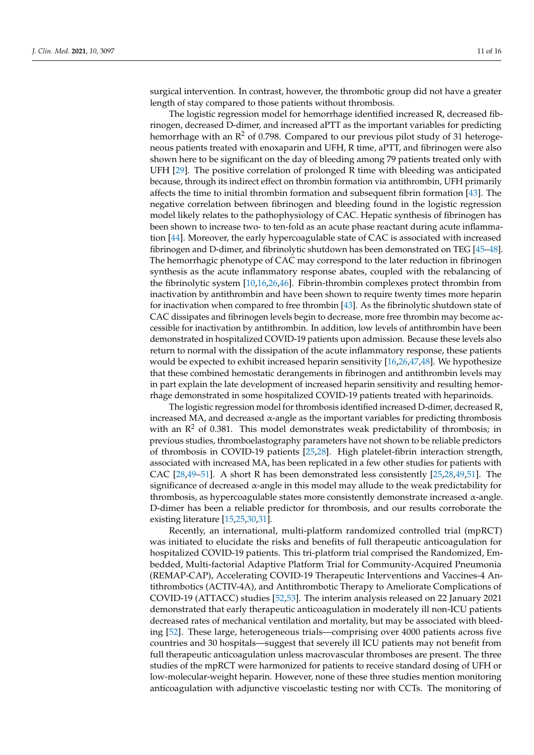surgical intervention. In contrast, however, the thrombotic group did not have a greater length of stay compared to those patients without thrombosis.

The logistic regression model for hemorrhage identified increased R, decreased fibrinogen, decreased D-dimer, and increased aPTT as the important variables for predicting hemorrhage with an $R^2$ of 0.798. Compared to our previous pilot study of 31 heterogeneous patients treated with enoxaparin and UFH, R time, aPTT, and fibrinogen were also shown here to be significant on the day of bleeding among 79 patients treated only with UFH [29]. The positive correlation of prolonged R time with bleeding was anticipated because, through its indirect effect on thrombin formation via antithrombin, UFH primarily affects the time to initial thrombin formation and subsequent fibrin formation [43]. The negative correlation between fibrinogen and bleeding found in the logistic regression model likely relates to the pathophysiology of CAC. Hepatic synthesis of fibrinogen has been shown to increase two- to ten-fold as an acute phase reactant during acute inflammation [44]. Moreover, the early hypercoagulable state of CAC is associated with increased fibrinogen and D-dimer, and fibrinolytic shutdown has been demonstrated on TEG [45–48]. The hemorrhagic phenotype of CAC may correspond to the later reduction in fibrinogen synthesis as the acute inflammatory response abates, coupled with the rebalancing of the fibrinolytic system [10,16,26,46]. Fibrin-thrombin complexes protect thrombin from inactivation by antithrombin and have been shown to require twenty times more heparin for inactivation when compared to free thrombin [43]. As the fibrinolytic shutdown state of CAC dissipates and fibrinogen levels begin to decrease, more free thrombin may become accessible for inactivation by antithrombin. In addition, low levels of antithrombin have been demonstrated in hospitalized COVID-19 patients upon admission. Because these levels also return to normal with the dissipation of the acute inflammatory response, these patients would be expected to exhibit increased heparin sensitivity [16,26,47,48]. We hypothesize that these combined hemostatic derangements in fibrinogen and antithrombin levels may in part explain the late development of increased heparin sensitivity and resulting hemorrhage demonstrated in some hospitalized COVID-19 patients treated with heparinoids.

The logistic regression model for thrombosis identified increased D-dimer, decreased R, increased MA, and decreased $\alpha$-angle as the important variables for predicting thrombosis with an $R^2$ of 0.381. This model demonstrates weak predictability of thrombosis; in previous studies, thromboelastography parameters have not shown to be reliable predictors of thrombosis in COVID-19 patients [25,28]. High platelet-fibrin interaction strength, associated with increased MA, has been replicated in a few other studies for patients with CAC [28,49–51]. A short R has been demonstrated less consistently [25,28,49,51]. The significance of decreased $\alpha$-angle in this model may allude to the weak predictability for thrombosis, as hypercoagulable states more consistently demonstrate increased $\alpha$-angle. D-dimer has been a reliable predictor for thrombosis, and our results corroborate the existing literature [15,25,30,31].

Recently, an international, multi-platform randomized controlled trial (mpRCT) was initiated to elucidate the risks and benefits of full therapeutic anticoagulation for hospitalized COVID-19 patients. This tri-platform trial comprised the Randomized, Embedded, Multi-factorial Adaptive Platform Trial for Community-Acquired Pneumonia (REMAP-CAP), Accelerating COVID-19 Therapeutic Interventions and Vaccines-4 Antithrombotics (ACTIV-4A), and Antithrombotic Therapy to Ameliorate Complications of COVID-19 (ATTACC) studies [52,53]. The interim analysis released on 22 January 2021 demonstrated that early therapeutic anticoagulation in moderately ill non-ICU patients decreased rates of mechanical ventilation and mortality, but may be associated with bleeding [52]. These large, heterogeneous trials—comprising over 4000 patients across five countries and 30 hospitals—suggest that severely ill ICU patients may not benefit from full therapeutic anticoagulation unless macrovascular thromboses are present. The three studies of the mpRCT were harmonized for patients to receive standard dosing of UFH or low-molecular-weight heparin. However, none of these three studies mention monitoring anticoagulation with adjunctive viscoelastic testing nor with CCTs. The monitoring of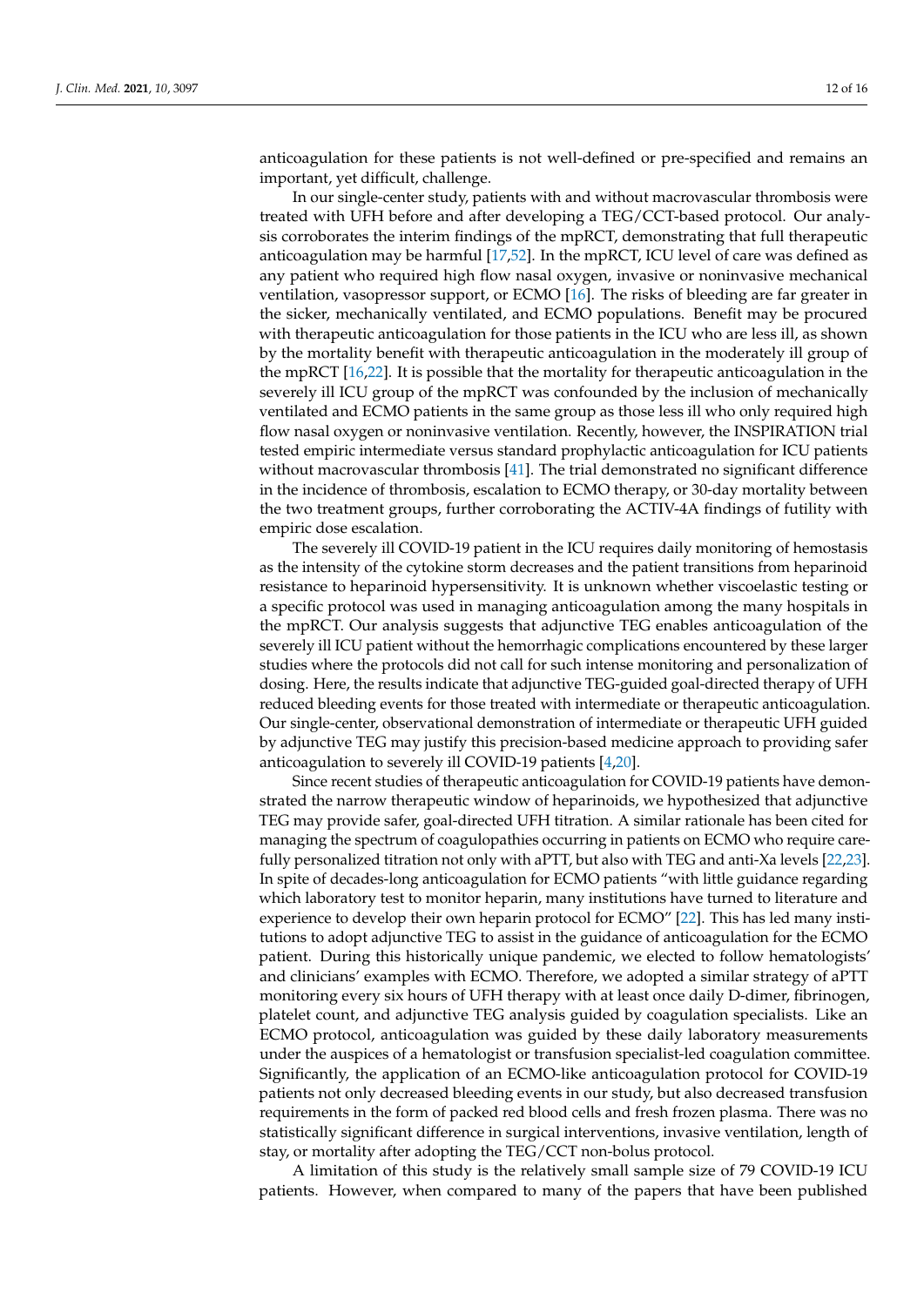anticoagulation for these patients is not well-defined or pre-specified and remains an important, yet difficult, challenge.

In our single-center study, patients with and without macrovascular thrombosis were treated with UFH before and after developing a TEG/CCT-based protocol. Our analysis corroborates the interim findings of the mpRCT, demonstrating that full therapeutic anticoagulation may be harmful [17,52]. In the mpRCT, ICU level of care was defined as any patient who required high flow nasal oxygen, invasive or noninvasive mechanical ventilation, vasopressor support, or ECMO [16]. The risks of bleeding are far greater in the sicker, mechanically ventilated, and ECMO populations. Benefit may be procured with therapeutic anticoagulation for those patients in the ICU who are less ill, as shown by the mortality benefit with therapeutic anticoagulation in the moderately ill group of the mpRCT [16,22]. It is possible that the mortality for therapeutic anticoagulation in the severely ill ICU group of the mpRCT was confounded by the inclusion of mechanically ventilated and ECMO patients in the same group as those less ill who only required high flow nasal oxygen or noninvasive ventilation. Recently, however, the INSPIRATION trial tested empiric intermediate versus standard prophylactic anticoagulation for ICU patients without macrovascular thrombosis [41]. The trial demonstrated no significant difference in the incidence of thrombosis, escalation to ECMO therapy, or 30-day mortality between the two treatment groups, further corroborating the ACTIV-4A findings of futility with empiric dose escalation.

The severely ill COVID-19 patient in the ICU requires daily monitoring of hemostasis as the intensity of the cytokine storm decreases and the patient transitions from heparinoid resistance to heparinoid hypersensitivity. It is unknown whether viscoelastic testing or a specific protocol was used in managing anticoagulation among the many hospitals in the mpRCT. Our analysis suggests that adjunctive TEG enables anticoagulation of the severely ill ICU patient without the hemorrhagic complications encountered by these larger studies where the protocols did not call for such intense monitoring and personalization of dosing. Here, the results indicate that adjunctive TEG-guided goal-directed therapy of UFH reduced bleeding events for those treated with intermediate or therapeutic anticoagulation. Our single-center, observational demonstration of intermediate or therapeutic UFH guided by adjunctive TEG may justify this precision-based medicine approach to providing safer anticoagulation to severely ill COVID-19 patients [4,20].

Since recent studies of therapeutic anticoagulation for COVID-19 patients have demonstrated the narrow therapeutic window of heparinoids, we hypothesized that adjunctive TEG may provide safer, goal-directed UFH titration. A similar rationale has been cited for managing the spectrum of coagulopathies occurring in patients on ECMO who require carefully personalized titration not only with aPTT, but also with TEG and anti-Xa levels [22,23]. In spite of decades-long anticoagulation for ECMO patients "with little guidance regarding which laboratory test to monitor heparin, many institutions have turned to literature and experience to develop their own heparin protocol for ECMO" [22]. This has led many institutions to adopt adjunctive TEG to assist in the guidance of anticoagulation for the ECMO patient. During this historically unique pandemic, we elected to follow hematologists' and clinicians' examples with ECMO. Therefore, we adopted a similar strategy of aPTT monitoring every six hours of UFH therapy with at least once daily D-dimer, fibrinogen, platelet count, and adjunctive TEG analysis guided by coagulation specialists. Like an ECMO protocol, anticoagulation was guided by these daily laboratory measurements under the auspices of a hematologist or transfusion specialist-led coagulation committee. Significantly, the application of an ECMO-like anticoagulation protocol for COVID-19 patients not only decreased bleeding events in our study, but also decreased transfusion requirements in the form of packed red blood cells and fresh frozen plasma. There was no statistically significant difference in surgical interventions, invasive ventilation, length of stay, or mortality after adopting the TEG/CCT non-bolus protocol.

A limitation of this study is the relatively small sample size of 79 COVID-19 ICU patients. However, when compared to many of the papers that have been published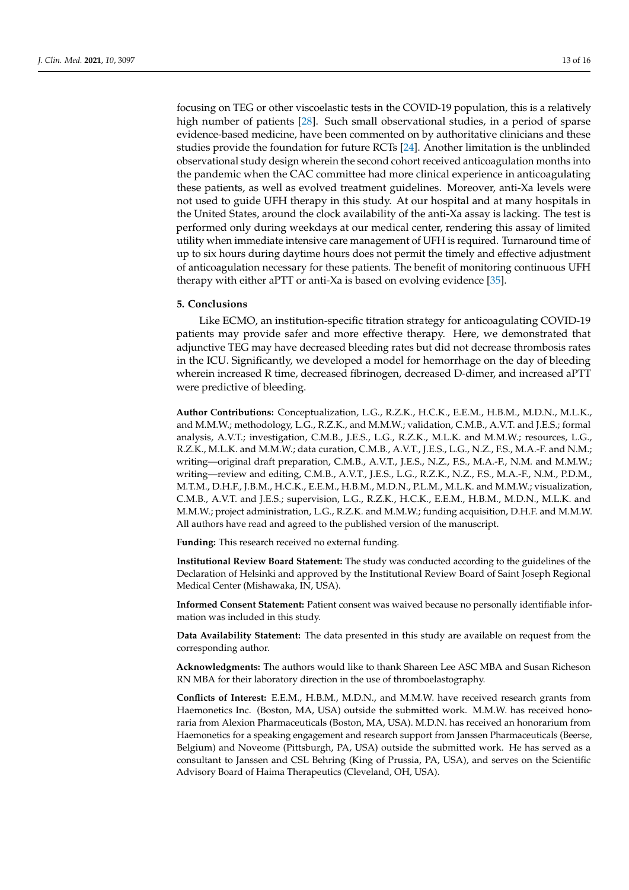focusing on TEG or other viscoelastic tests in the COVID-19 population, this is a relatively high number of patients [28]. Such small observational studies, in a period of sparse evidence-based medicine, have been commented on by authoritative clinicians and these studies provide the foundation for future RCTs [24]. Another limitation is the unblinded observational study design wherein the second cohort received anticoagulation months into the pandemic when the CAC committee had more clinical experience in anticoagulating these patients, as well as evolved treatment guidelines. Moreover, anti-Xa levels were not used to guide UFH therapy in this study. At our hospital and at many hospitals in the United States, around the clock availability of the anti-Xa assay is lacking. The test is performed only during weekdays at our medical center, rendering this assay of limited utility when immediate intensive care management of UFH is required. Turnaround time of up to six hours during daytime hours does not permit the timely and effective adjustment of anticoagulation necessary for these patients. The benefit of monitoring continuous UFH therapy with either aPTT or anti-Xa is based on evolving evidence [35].

## 5. Conclusions

Like ECMO, an institution-specific titration strategy for anticoagulating COVID-19 patients may provide safer and more effective therapy. Here, we demonstrated that adjunctive TEG may have decreased bleeding rates but did not decrease thrombosis rates in the ICU. Significantly, we developed a model for hemorrhage on the day of bleeding wherein increased R time, decreased fibrinogen, decreased D-dimer, and increased aPTT were predictive of bleeding.

**Author Contributions:** Conceptualization, L.G., R.Z.K., H.C.K., E.E.M., H.B.M., M.D.N., M.L.K., and M.M.W.; methodology, L.G., R.Z.K., and M.M.W.; validation, C.M.B., A.V.T. and J.E.S.; formal analysis, A.V.T.; investigation, C.M.B., J.E.S., L.G., R.Z.K., M.L.K. and M.M.W.; resources, L.G., R.Z.K., M.L.K. and M.M.W.; data curation, C.M.B., A.V.T., J.E.S., L.G., N.Z., F.S., M.A.-F. and N.M.; writing—original draft preparation, C.M.B., A.V.T., J.E.S., N.Z., F.S., M.A.-F., N.M. and M.M.W.; writing—review and editing, C.M.B., A.V.T., J.E.S., L.G., R.Z.K., N.Z., F.S., M.A.-F., N.M., P.D.M., M.T.M., D.H.F., J.B.M., H.C.K., E.E.M., H.B.M., M.D.N., P.L.M., M.L.K. and M.M.W.; visualization, C.M.B., A.V.T. and J.E.S.; supervision, L.G., R.Z.K., H.C.K., E.E.M., H.B.M., M.D.N., M.L.K. and M.M.W.; project administration, L.G., R.Z.K. and M.M.W.; funding acquisition, D.H.F. and M.M.W. All authors have read and agreed to the published version of the manuscript.

**Funding:** This research received no external funding.

**Institutional Review Board Statement:** The study was conducted according to the guidelines of the Declaration of Helsinki and approved by the Institutional Review Board of Saint Joseph Regional Medical Center (Mishawaka, IN, USA).

**Informed Consent Statement:** Patient consent was waived because no personally identifiable information was included in this study.

**Data Availability Statement:** The data presented in this study are available on request from the corresponding author.

**Acknowledgments:** The authors would like to thank Shareen Lee ASC MBA and Susan Richeson RN MBA for their laboratory direction in the use of thromboelastography.

**Conflicts of Interest:** E.E.M., H.B.M., M.D.N., and M.M.W. have received research grants from Haemonetics Inc. (Boston, MA, USA) outside the submitted work. M.M.W. has received honoraria from Alexion Pharmaceuticals (Boston, MA, USA). M.D.N. has received an honorarium from Haemonetics for a speaking engagement and research support from Janssen Pharmaceuticals (Beerse, Belgium) and Noveome (Pittsburgh, PA, USA) outside the submitted work. He has served as a consultant to Janssen and CSL Behring (King of Prussia, PA, USA), and serves on the Scientific Advisory Board of Haima Therapeutics (Cleveland, OH, USA).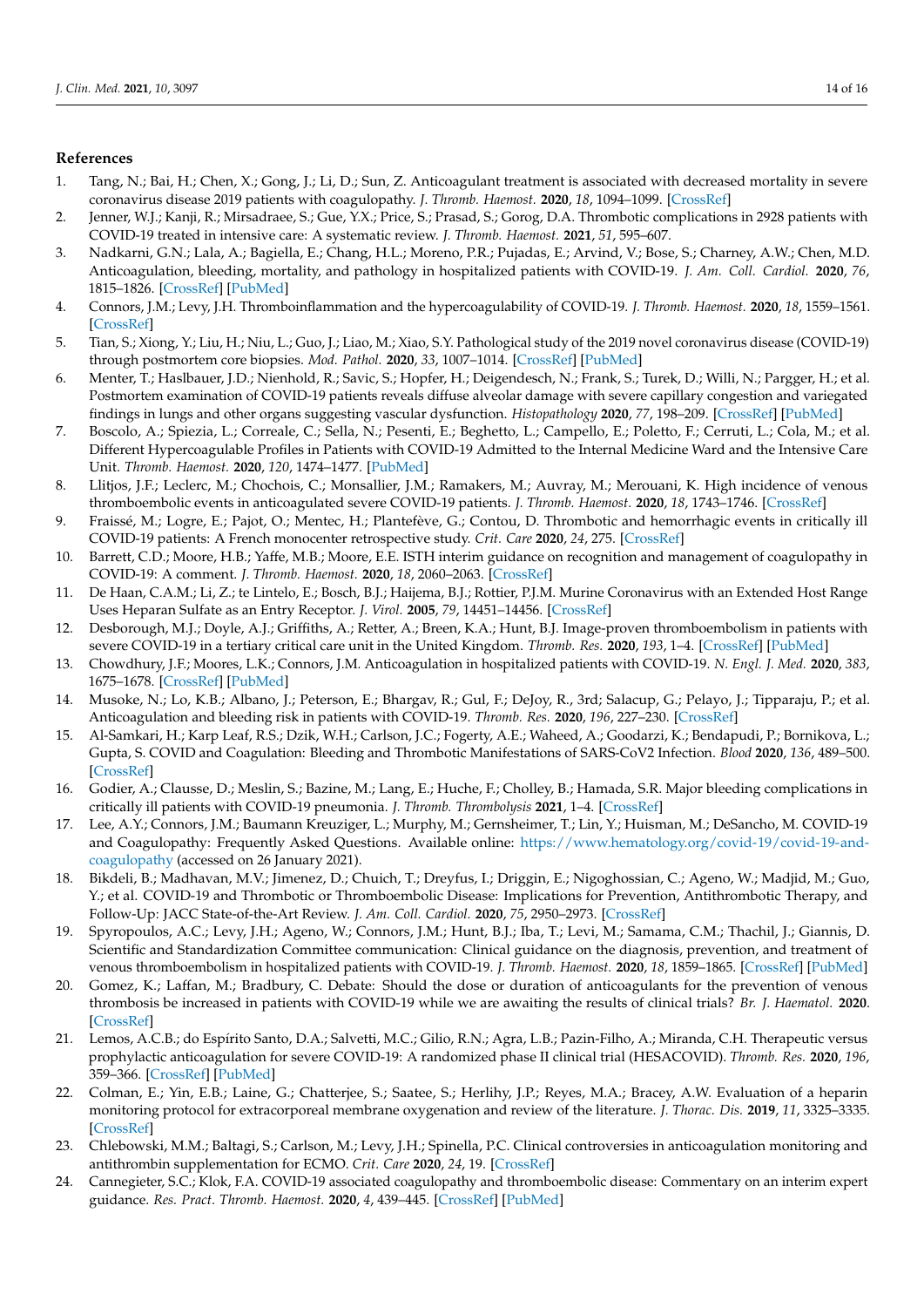## References

1. Tang, N.; Bai, H.; Chen, X.; Gong, J.; Li, D.; Sun, Z. Anticoagulant treatment is associated with decreased mortality in severe coronavirus disease 2019 patients with coagulopathy. *J. Thromb. Haemost.* **2020**, *18*, 1094–1099. [CrossRef]
2. Jenner, W.J.; Kanji, R.; Mirsadraee, S.; Gue, Y.X.; Price, S.; Prasad, S.; Gorog, D.A. Thrombotic complications in 2928 patients with COVID-19 treated in intensive care: A systematic review. *J. Thromb. Haemost.* **2021**, *51*, 595–607.
3. Nadkarni, G.N.; Lala, A.; Bagiella, E.; Chang, H.L.; Moreno, P.R.; Pujadas, E.; Arvind, V.; Bose, S.; Charney, A.W.; Chen, M.D. Anticoagulation, bleeding, mortality, and pathology in hospitalized patients with COVID-19. *J. Am. Coll. Cardiol.* **2020**, *76*, 1815–1826. [CrossRef] [PubMed]
4. Connors, J.M.; Levy, J.H. Thromboinflammation and the hypercoagulability of COVID-19. *J. Thromb. Haemost.* **2020**, *18*, 1559–1561. [CrossRef]
5. Tian, S.; Xiong, Y.; Liu, H.; Niu, L.; Guo, J.; Liao, M.; Xiao, S.Y. Pathological study of the 2019 novel coronavirus disease (COVID-19) through postmortem core biopsies. *Mod. Pathol.* **2020**, *33*, 1007–1014. [CrossRef] [PubMed]
6. Menter, T.; Haslbauer, J.D.; Nienhold, R.; Savic, S.; Hopfer, H.; Deigendesch, N.; Frank, S.; Turek, D.; Willi, N.; Pargger, H.; et al. Postmortem examination of COVID-19 patients reveals diffuse alveolar damage with severe capillary congestion and variegated findings in lungs and other organs suggesting vascular dysfunction. *Histopathology* **2020**, *77*, 198–209. [CrossRef] [PubMed]
7. Boscolo, A.; Spiezia, L.; Correale, C.; Sella, N.; Pesenti, E.; Beghetto, L.; Campello, E.; Poletto, F.; Cerruti, L.; Cola, M.; et al. Different Hypercoagulable Profiles in Patients with COVID-19 Admitted to the Internal Medicine Ward and the Intensive Care Unit. *Thromb. Haemost.* **2020**, *120*, 1474–1477. [PubMed]
8. Llitjos, J.F.; Leclerc, M.; Chochois, C.; Monsallier, J.M.; Ramakers, M.; Auvray, M.; Merouani, K. High incidence of venous thromboembolic events in anticoagulated severe COVID-19 patients. *J. Thromb. Haemost.* **2020**, *18*, 1743–1746. [CrossRef]
9. Fraissé, M.; Logre, E.; Pajot, O.; Mentec, H.; Plantefève, G.; Contou, D. Thrombotic and hemorrhagic events in critically ill COVID-19 patients: A French monocenter retrospective study. *Crit. Care* **2020**, *24*, 275. [CrossRef]
10. Barrett, C.D.; Moore, H.B.; Yaffe, M.B.; Moore, E.E. ISTH interim guidance on recognition and management of coagulopathy in COVID-19: A comment. *J. Thromb. Haemost.* **2020**, *18*, 2060–2063. [CrossRef]
11. De Haan, C.A.M.; Li, Z.; te Lintelo, E.; Bosch, B.J.; Haijema, B.J.; Rottier, P.J.M. Murine Coronavirus with an Extended Host Range Uses Heparan Sulfate as an Entry Receptor. *J. Virol.* **2005**, *79*, 14451–14456. [CrossRef]
12. Desborough, M.J.; Doyle, A.J.; Griffiths, A.; Retter, A.; Breen, K.A.; Hunt, B.J. Image-proven thromboembolism in patients with severe COVID-19 in a tertiary critical care unit in the United Kingdom. *Thromb. Res.* **2020**, *193*, 1–4. [CrossRef] [PubMed]
13. Chowdhury, J.F.; Moores, L.K.; Connors, J.M. Anticoagulation in hospitalized patients with COVID-19. *N. Engl. J. Med.* **2020**, *383*, 1675–1678. [CrossRef] [PubMed]
14. Musoke, N.; Lo, K.B.; Albano, J.; Peterson, E.; Bhargav, R.; Gul, F.; DeJoy, R., 3rd; Salacup, G.; Pelayo, J.; Tipparaju, P.; et al. Anticoagulation and bleeding risk in patients with COVID-19. *Thromb. Res.* **2020**, *196*, 227–230. [CrossRef]
15. Al-Samkari, H.; Karp Leaf, R.S.; Dzik, W.H.; Carlson, J.C.; Fogerty, A.E.; Waheed, A.; Goodarzi, K.; Bendapudi, P.; Bornikova, L.; Gupta, S. COVID and Coagulation: Bleeding and Thrombotic Manifestations of SARS-CoV2 Infection. *Blood* **2020**, *136*, 489–500. [CrossRef]
16. Godier, A.; Clausse, D.; Meslin, S.; Bazine, M.; Lang, E.; Huche, F.; Cholley, B.; Hamada, S.R. Major bleeding complications in critically ill patients with COVID-19 pneumonia. *J. Thromb. Thrombolysis* **2021**, 1–4. [CrossRef]
17. Lee, A.Y.; Connors, J.M.; Baumann Kreuziger, L.; Murphy, M.; Gernsheimer, T.; Lin, Y.; Huisman, M.; DeSancho, M. COVID-19 and Coagulopathy: Frequently Asked Questions. Available online: https://www.hematology.org/covid-19/covid-19-and-coagulopathy (accessed on 26 January 2021).
18. Bikdeli, B.; Madhavan, M.V.; Jimenez, D.; Chuich, T.; Dreyfus, I.; Driggin, E.; Nigoghossian, C.; Ageno, W.; Madjid, M.; Guo, Y.; et al. COVID-19 and Thrombotic or Thromboembolic Disease: Implications for Prevention, Antithrombotic Therapy, and Follow-Up: JACC State-of-the-Art Review. *J. Am. Coll. Cardiol.* **2020**, *75*, 2950–2973. [CrossRef]
19. Spyropoulos, A.C.; Levy, J.H.; Ageno, W.; Connors, J.M.; Hunt, B.J.; Iba, T.; Levi, M.; Samama, C.M.; Thachil, J.; Giannis, D. Scientific and Standardization Committee communication: Clinical guidance on the diagnosis, prevention, and treatment of venous thromboembolism in hospitalized patients with COVID-19. *J. Thromb. Haemost.* **2020**, *18*, 1859–1865. [CrossRef] [PubMed]
20. Gomez, K.; Laffan, M.; Bradbury, C. Debate: Should the dose or duration of anticoagulants for the prevention of venous thrombosis be increased in patients with COVID-19 while we are awaiting the results of clinical trials? *Br. J. Haematol.* **2020**. [CrossRef]
21. Lemos, A.C.B.; do Espírito Santo, D.A.; Salvetti, M.C.; Gilio, R.N.; Agra, L.B.; Pazin-Filho, A.; Miranda, C.H. Therapeutic versus prophylactic anticoagulation for severe COVID-19: A randomized phase II clinical trial (HESACOVID). *Thromb. Res.* **2020**, *196*, 359–366. [CrossRef] [PubMed]
22. Colman, E.; Yin, E.B.; Laine, G.; Chatterjee, S.; Saatee, S.; Herlihy, J.P.; Reyes, M.A.; Bracey, A.W. Evaluation of a heparin monitoring protocol for extracorporeal membrane oxygenation and review of the literature. *J. Thorac. Dis.* **2019**, *11*, 3325–3335. [CrossRef]
23. Chlebowski, M.M.; Baltagi, S.; Carlson, M.; Levy, J.H.; Spinella, P.C. Clinical controversies in anticoagulation monitoring and antithrombin supplementation for ECMO. *Crit. Care* **2020**, *24*, 19. [CrossRef]
24. Cannegieter, S.C.; Klok, F.A. COVID-19 associated coagulopathy and thromboembolic disease: Commentary on an interim expert guidance. *Res. Pract. Thromb. Haemost.* **2020**, *4*, 439–445. [CrossRef] [PubMed]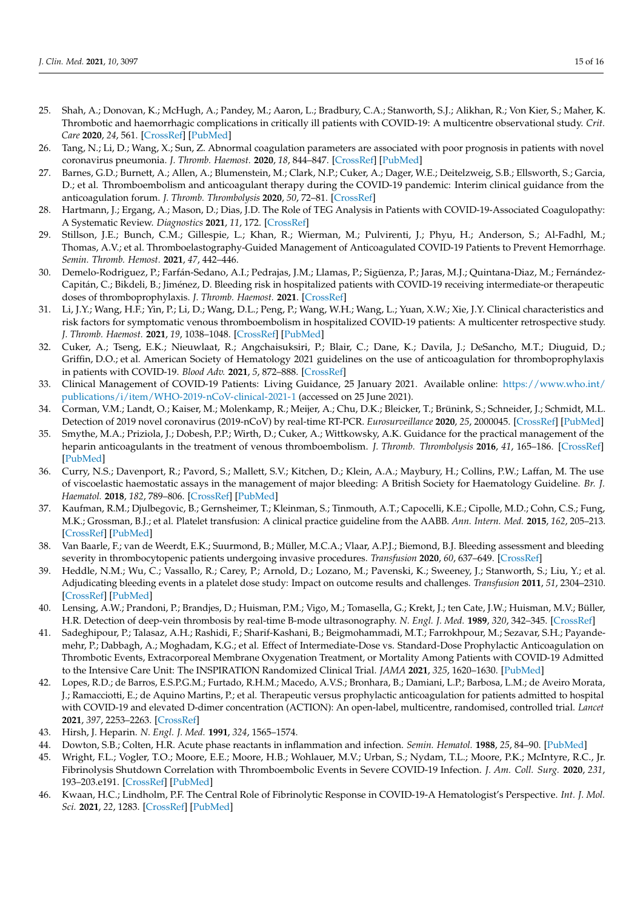25. Shah, A.; Donovan, K.; McHugh, A.; Pandey, M.; Aaron, L.; Bradbury, C.A.; Stanworth, S.J.; Alikhan, R.; Von Kier, S.; Maher, K. Thrombotic and haemorrhagic complications in critically ill patients with COVID-19: A multicentre observational study. *Crit. Care* **2020**, *24*, 561. [CrossRef] [PubMed]
26. Tang, N.; Li, D.; Wang, X.; Sun, Z. Abnormal coagulation parameters are associated with poor prognosis in patients with novel coronavirus pneumonia. *J. Thromb. Haemost.* **2020**, *18*, 844–847. [CrossRef] [PubMed]
27. Barnes, G.D.; Burnett, A.; Allen, A.; Blumenstein, M.; Clark, N.P.; Cuker, A.; Dager, W.E.; Deitelzweig, S.B.; Ellsworth, S.; Garcia, D.; et al. Thromboembolism and anticoagulant therapy during the COVID-19 pandemic: Interim clinical guidance from the anticoagulation forum. *J. Thromb. Thrombolysis* **2020**, *50*, 72–81. [CrossRef]
28. Hartmann, J.; Ergang, A.; Mason, D.; Dias, J.D. The Role of TEG Analysis in Patients with COVID-19-Associated Coagulopathy: A Systematic Review. *Diagnostics* **2021**, *11*, 172. [CrossRef]
29. Stillson, J.E.; Bunch, C.M.; Gillespie, L.; Khan, R.; Wierman, M.; Pulvirenti, J.; Phyu, H.; Anderson, S.; Al-Fadhl, M.; Thomas, A.V.; et al. Thromboelastography-Guided Management of Anticoagulated COVID-19 Patients to Prevent Hemorrhage. *Semin. Thromb. Hemost.* **2021**, *47*, 442–446.
30. Demelo-Rodriguez, P.; Farfán-Sedano, A.I.; Pedrajas, J.M.; Llamas, P.; Sigüenza, P.; Jaras, M.J.; Quintana-Diaz, M.; Fernández-Capitán, C.; Bikdeli, B.; Jiménez, D. Bleeding risk in hospitalized patients with COVID-19 receiving intermediate-or therapeutic doses of thromboprophylaxis. *J. Thromb. Haemost.* **2021**. [CrossRef]
31. Li, J.Y.; Wang, H.F.; Yin, P.; Li, D.; Wang, D.L.; Peng, P.; Wang, W.H.; Wang, L.; Yuan, X.W.; Xie, J.Y. Clinical characteristics and risk factors for symptomatic venous thromboembolism in hospitalized COVID-19 patients: A multicenter retrospective study. *J. Thromb. Haemost.* **2021**, *19*, 1038–1048. [CrossRef] [PubMed]
32. Cuker, A.; Tseng, E.K.; Nieuwlaat, R.; Angchaisuksiri, P.; Blair, C.; Dane, K.; Davila, J.; DeSancho, M.T.; Diuguid, D.; Griffin, D.O.; et al. American Society of Hematology 2021 guidelines on the use of anticoagulation for thromboprophylaxis in patients with COVID-19. *Blood Adv.* **2021**, *5*, 872–888. [CrossRef]
33. Clinical Management of COVID-19 Patients: Living Guidance, 25 January 2021. Available online: https://www.who.int/publications/i/item/WHO-2019-nCoV-clinical-2021-1 (accessed on 25 June 2021).
34. Corman, V.M.; Landt, O.; Kaiser, M.; Molenkamp, R.; Meijer, A.; Chu, D.K.; Bleicker, T.; Brünink, S.; Schneider, J.; Schmidt, M.L. Detection of 2019 novel coronavirus (2019-nCoV) by real-time RT-PCR. *Eurosurveillance* **2020**, *25*, 2000045. [CrossRef] [PubMed]
35. Smythe, M.A.; Priziola, J.; Dobesh, P.P.; Wirth, D.; Cuker, A.; Wittkowsky, A.K. Guidance for the practical management of the heparin anticoagulants in the treatment of venous thromboembolism. *J. Thromb. Thrombolysis* **2016**, *41*, 165–186. [CrossRef] [PubMed]
36. Curry, N.S.; Davenport, R.; Pavord, S.; Mallett, S.V.; Kitchen, D.; Klein, A.A.; Maybury, H.; Collins, P.W.; Laffan, M. The use of viscoelastic haemostatic assays in the management of major bleeding: A British Society for Haematology Guideline. *Br. J. Haematol.* **2018**, *182*, 789–806. [CrossRef] [PubMed]
37. Kaufman, R.M.; Djulbegovic, B.; Gernsheimer, T.; Kleinman, S.; Tinmouth, A.T.; Capocelli, K.E.; Cipolle, M.D.; Cohn, C.S.; Fung, M.K.; Grossman, B.J.; et al. Platelet transfusion: A clinical practice guideline from the AABB. *Ann. Intern. Med.* **2015**, *162*, 205–213. [CrossRef] [PubMed]
38. Van Baarle, F.; van de Weerdt, E.K.; Suurmond, B.; Müller, M.C.A.; Vlaar, A.P.J.; Biemond, B.J. Bleeding assessment and bleeding severity in thrombocytopenic patients undergoing invasive procedures. *Transfusion* **2020**, *60*, 637–649. [CrossRef]
39. Heddle, N.M.; Wu, C.; Vassallo, R.; Carey, P.; Arnold, D.; Lozano, M.; Pavenski, K.; Sweeney, J.; Stanworth, S.; Liu, Y.; et al. Adjudicating bleeding events in a platelet dose study: Impact on outcome results and challenges. *Transfusion* **2011**, *51*, 2304–2310. [CrossRef] [PubMed]
40. Lensing, A.W.; Prandoni, P.; Brandjes, D.; Huisman, P.M.; Vigo, M.; Tomasella, G.; Krekt, J.; ten Cate, J.W.; Huisman, M.V.; Büller, H.R. Detection of deep-vein thrombosis by real-time B-mode ultrasonography. *N. Engl. J. Med.* **1989**, *320*, 342–345. [CrossRef]
41. Sadeghipour, P.; Talasaz, A.H.; Rashidi, F.; Sharif-Kashani, B.; Beigmohammadi, M.T.; Farrokhpour, M.; Sezavar, S.H.; Payandemehr, P.; Dabbagh, A.; Moghadam, K.G.; et al. Effect of Intermediate-Dose vs. Standard-Dose Prophylactic Anticoagulation on Thrombotic Events, Extracorporeal Membrane Oxygenation Treatment, or Mortality Among Patients with COVID-19 Admitted to the Intensive Care Unit: The INSPIRATION Randomized Clinical Trial. *JAMA* **2021**, *325*, 1620–1630. [PubMed]
42. Lopes, R.D.; de Barros, E.S.P.G.M.; Furtado, R.H.M.; Macedo, A.V.S.; Bronhara, B.; Damiani, L.P.; Barbosa, L.M.; de Aveiro Morata, J.; Ramacciotti, E.; de Aquino Martins, P.; et al. Therapeutic versus prophylactic anticoagulation for patients admitted to hospital with COVID-19 and elevated D-dimer concentration (ACTION): An open-label, multicentre, randomised, controlled trial. *Lancet* **2021**, *397*, 2253–2263. [CrossRef]
43. Hirsh, J. Heparin. *N. Engl. J. Med.* **1991**, *324*, 1565–1574.
44. Dowton, S.B.; Colten, H.R. Acute phase reactants in inflammation and infection. *Semin. Hematol.* **1988**, *25*, 84–90. [PubMed]
45. Wright, F.L.; Vogler, T.O.; Moore, E.E.; Moore, H.B.; Wohlauer, M.V.; Urban, S.; Nydam, T.L.; Moore, P.K.; McIntyre, R.C., Jr. Fibrinolysis Shutdown Correlation with Thromboembolic Events in Severe COVID-19 Infection. *J. Am. Coll. Surg.* **2020**, *231*, 193–203.e191. [CrossRef] [PubMed]
46. Kwaan, H.C.; Lindholm, P.F. The Central Role of Fibrinolytic Response in COVID-19-A Hematologist's Perspective. *Int. J. Mol. Sci.* **2021**, *22*, 1283. [CrossRef] [PubMed]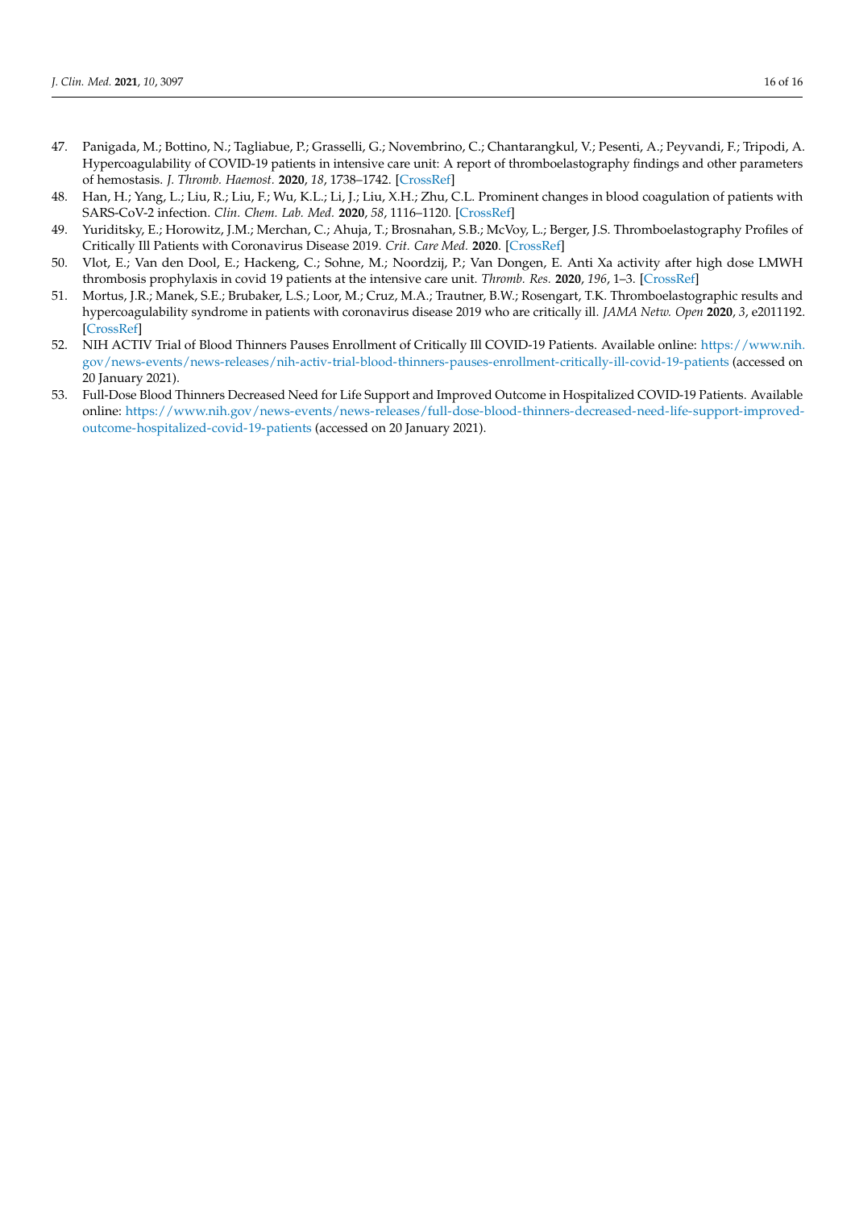47. Panigada, M.; Bottino, N.; Tagliabue, P.; Grasselli, G.; Novembrino, C.; Chantarangkul, V.; Pesenti, A.; Peyvandi, F.; Tripodi, A. Hypercoagulability of COVID-19 patients in intensive care unit: A report of thromboelastography findings and other parameters of hemostasis. *J. Thromb. Haemost.* **2020**, *18*, 1738–1742. [CrossRef]
48. Han, H.; Yang, L.; Liu, R.; Liu, F.; Wu, K.L.; Li, J.; Liu, X.H.; Zhu, C.L. Prominent changes in blood coagulation of patients with SARS-CoV-2 infection. *Clin. Chem. Lab. Med.* **2020**, *58*, 1116–1120. [CrossRef]
49. Yuriditsky, E.; Horowitz, J.M.; Merchan, C.; Ahuja, T.; Brosnahan, S.B.; McVoy, L.; Berger, J.S. Thromboelastography Profiles of Critically Ill Patients with Coronavirus Disease 2019. *Crit. Care Med.* **2020**. [CrossRef]
50. Vlot, E.; Van den Dool, E.; Hackeng, C.; Sohne, M.; Noordzij, P.; Van Dongen, E. Anti Xa activity after high dose LMWH thrombosis prophylaxis in covid 19 patients at the intensive care unit. *Thromb. Res.* **2020**, *196*, 1–3. [CrossRef]
51. Mortus, J.R.; Manek, S.E.; Brubaker, L.S.; Loor, M.; Cruz, M.A.; Trautner, B.W.; Rosengart, T.K. Thromboelastographic results and hypercoagulability syndrome in patients with coronavirus disease 2019 who are critically ill. *JAMA Netw. Open* **2020**, *3*, e2011192. [CrossRef]
52. NIH ACTIV Trial of Blood Thinners Pauses Enrollment of Critically Ill COVID-19 Patients. Available online: https://www.nih.gov/news-events/news-releases/nih-activ-trial-blood-thinners-pauses-enrollment-critically-ill-covid-19-patients (accessed on 20 January 2021).
53. Full-Dose Blood Thinners Decreased Need for Life Support and Improved Outcome in Hospitalized COVID-19 Patients. Available online: https://www.nih.gov/news-events/news-releases/full-dose-blood-thinners-decreased-need-life-support-improved-outcome-hospitalized-covid-19-patients (accessed on 20 January 2021).